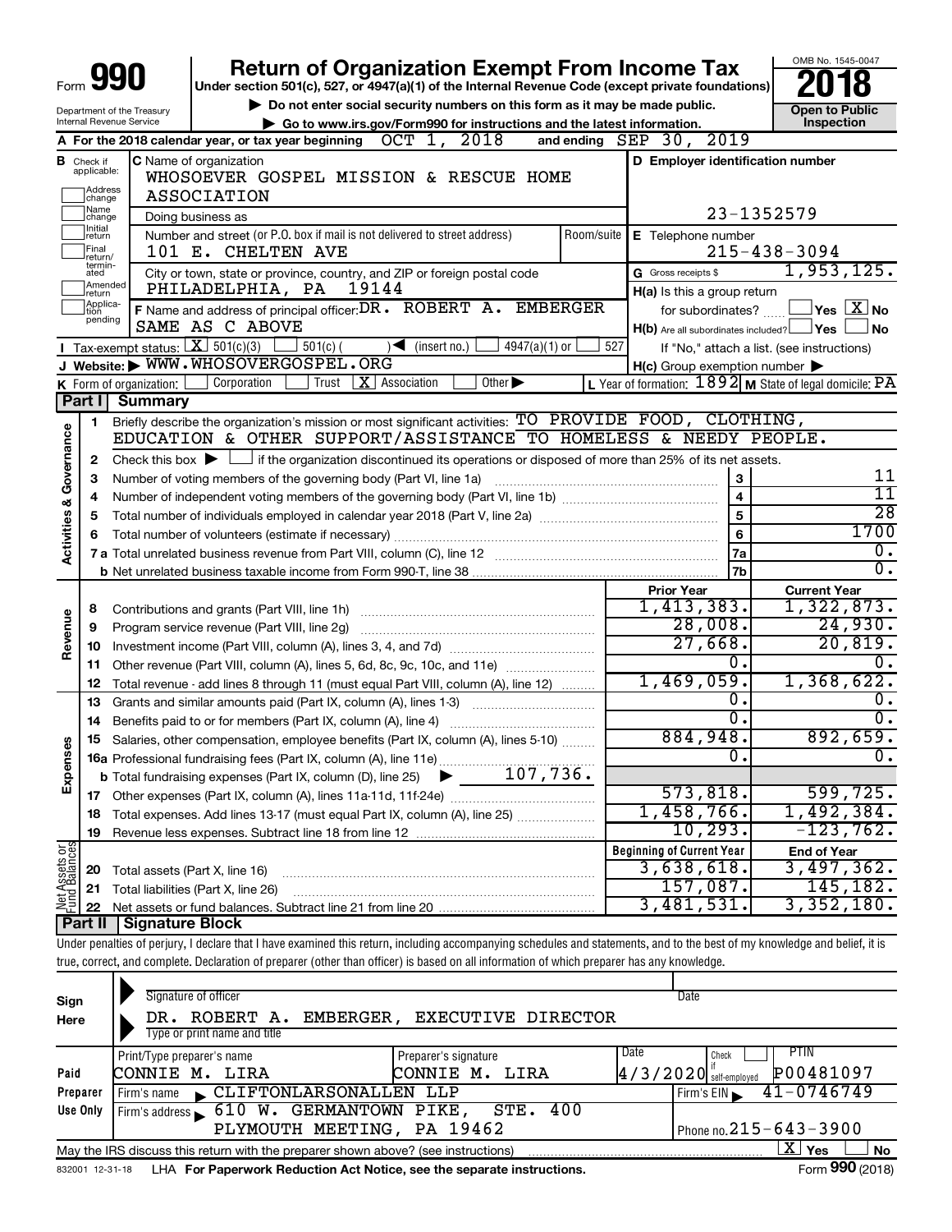# Form 990 — Return of Organization Exempt From Income Tax (2018)

Under section 501(c), 527, or 4947(a)(1) of the Internal Revenue Code (except private foundations)

▶ Do not enter social security numbers on this form as it may be made public.

▶ Go to www.irs.gov/Form990 for instructions and the latest information.

Department of the Treasury
Internal Revenue Service

OMB No. 1545-0047

**Open to Public Inspection**

**A** For the 2018 calendar year, or tax year beginning OCT 1, 2018 and ending SEP 30, 2019

**B** Check if applicable: Address change, Name change, Initial return, Final return/terminated, Amended return, Application pending

**C** Name of organization: WHOSOEVER GOSPEL MISSION & RESCUE HOME ASSOCIATION

Doing business as

Number and street (or P.O. box if mail is not delivered to street address): 101 E. CHELTEN AVE — Room/suite

City or town, state or province, country, and ZIP or foreign postal code: PHILADELPHIA, PA 19144

**D** Employer identification number: 23-1352579

**E** Telephone number: 215-438-3094

**G** Gross receipts $ 1,953,125.

**F** Name and address of principal officer: DR. ROBERT A. EMBERGER, SAME AS C ABOVE

**H(a)** Is this a group return for subordinates? Yes [ ] No [X]

**H(b)** Are all subordinates included? Yes [ ] No [ ]

If "No," attach a list. (see instructions)

**H(c)** Group exemption number ▶

**I** Tax-exempt status: [X] 501(c)(3) [ ] 501(c) ( ) ◀ (insert no.) [ ] 4947(a)(1) or [ ] 527

**J** Website: ▶ WWW.WHOSOVERGOSPEL.ORG

**K** Form of organization: [ ] Corporation [ ] Trust [X] Association [ ] Other ▶

**L** Year of formation: 1892 **M** State of legal domicile: PA

## Part I Summary

**Activities & Governance**

1. Briefly describe the organization's mission or most significant activities: TO PROVIDE FOOD, CLOTHING, EDUCATION & OTHER SUPPORT/ASSISTANCE TO HOMELESS & NEEDY PEOPLE.
2. Check this box ▶ [ ] if the organization discontinued its operations or disposed of more than 25% of its net assets.

| Line | Description | | Value |
|---|---|---|---|
| 3 | Number of voting members of the governing body (Part VI, line 1a) | 3 | 11 |
| 4 | Number of independent voting members of the governing body (Part VI, line 1b) | 4 | 11 |
| 5 | Total number of individuals employed in calendar year 2018 (Part V, line 2a) | 5 | 28 |
| 6 | Total number of volunteers (estimate if necessary) | 6 | 1700 |
| 7a | Total unrelated business revenue from Part VIII, column (C), line 12 | 7a | 0. |
| 7b | Net unrelated business taxable income from Form 990-T, line 38 | 7b | 0. |

| Line | Description | Prior Year | Current Year |
|---|---|---|---|
| | **Revenue** | | |
| 8 | Contributions and grants (Part VIII, line 1h) | 1,413,383. | 1,322,873. |
| 9 | Program service revenue (Part VIII, line 2g) | 28,008. | 24,930. |
| 10 | Investment income (Part VIII, column (A), lines 3, 4, and 7d) | 27,668. | 20,819. |
| 11 | Other revenue (Part VIII, column (A), lines 5, 6d, 8c, 9c, 10c, and 11e) | 0. | 0. |
| 12 | Total revenue - add lines 8 through 11 (must equal Part VIII, column (A), line 12) | 1,469,059. | 1,368,622. |
| | **Expenses** | | |
| 13 | Grants and similar amounts paid (Part IX, column (A), lines 1-3) | 0. | 0. |
| 14 | Benefits paid to or for members (Part IX, column (A), line 4) | 0. | 0. |
| 15 | Salaries, other compensation, employee benefits (Part IX, column (A), lines 5-10) | 884,948. | 892,659. |
| 16a | Professional fundraising fees (Part IX, column (A), line 11e) | 0. | 0. |
| b | Total fundraising expenses (Part IX, column (D), line 25) ▶ 107,736. | | |
| 17 | Other expenses (Part IX, column (A), lines 11a-11d, 11f-24e) | 573,818. | 599,725. |
| 18 | Total expenses. Add lines 13-17 (must equal Part IX, column (A), line 25) | 1,458,766. | 1,492,384. |
| 19 | Revenue less expenses. Subtract line 18 from line 12 | 10,293. | -123,762. |

| Line | Net Assets or Fund Balances | Beginning of Current Year | End of Year |
|---|---|---|---|
| 20 | Total assets (Part X, line 16) | 3,638,618. | 3,497,362. |
| 21 | Total liabilities (Part X, line 26) | 157,087. | 145,182. |
| 22 | Net assets or fund balances. Subtract line 21 from line 20 | 3,481,531. | 3,352,180. |

## Part II Signature Block

Under penalties of perjury, I declare that I have examined this return, including accompanying schedules and statements, and to the best of my knowledge and belief, it is true, correct, and complete. Declaration of preparer (other than officer) is based on all information of which preparer has any knowledge.

**Sign Here**

Signature of officer — Date

DR. ROBERT A. EMBERGER, EXECUTIVE DIRECTOR
Type or print name and title

**Paid Preparer Use Only**

| Print/Type preparer's name | Preparer's signature | Date | Check if self-employed | PTIN |
|---|---|---|---|---|
| CONNIE M. LIRA | CONNIE M. LIRA | 4/3/2020 | | P00481097 |

Firm's name ▶ CLIFTONLARSONALLEN LLP — Firm's EIN ▶ 41-0746749

Firm's address ▶ 610 W. GERMANTOWN PIKE, STE. 400, PLYMOUTH MEETING, PA 19462 — Phone no. 215-643-3900

May the IRS discuss this return with the preparer shown above? (see instructions) [X] Yes [ ] No

832001 12-31-18 LHA For Paperwork Reduction Act Notice, see the separate instructions. Form **990** (2018)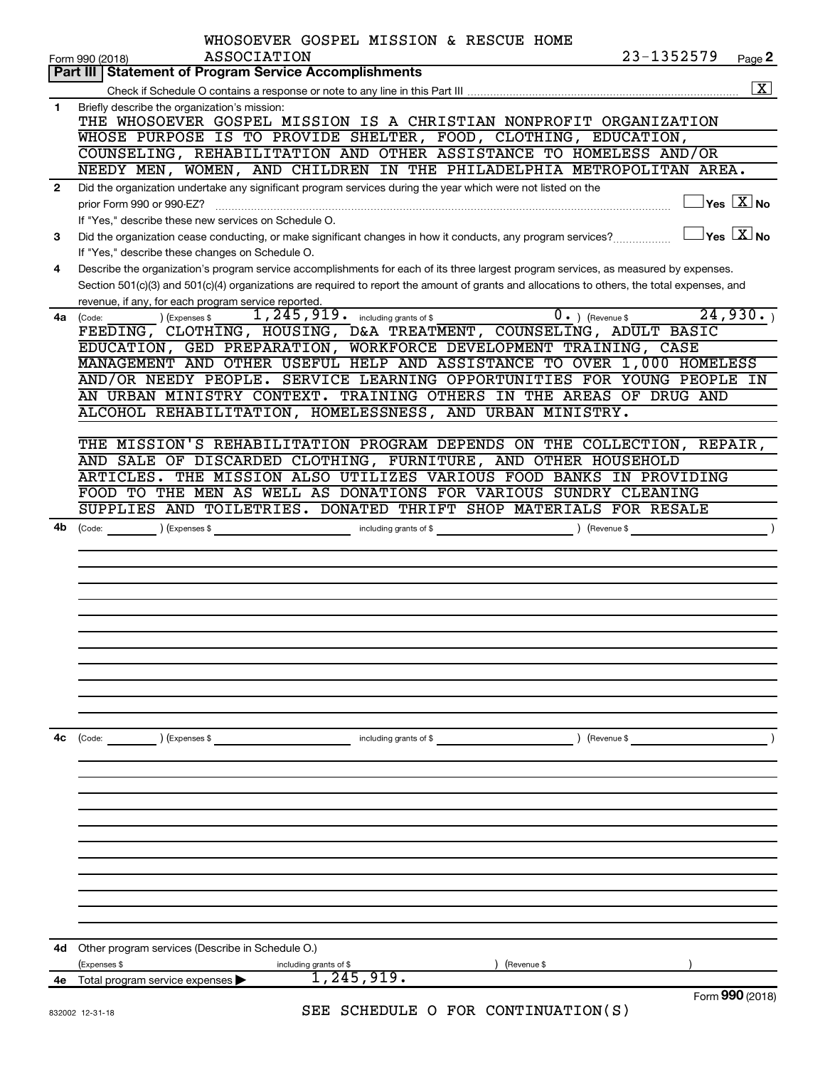WHOSOEVER GOSPEL MISSION & RESCUE HOME ASSOCIATION 23-1352579

Form 990 (2018) Page 2

## Part III Statement of Program Service Accomplishments

Check if Schedule O contains a response or note to any line in this Part III ..... [X]

**1** Briefly describe the organization's mission:

THE WHOSOEVER GOSPEL MISSION IS A CHRISTIAN NONPROFIT ORGANIZATION WHOSE PURPOSE IS TO PROVIDE SHELTER, FOOD, CLOTHING, EDUCATION, COUNSELING, REHABILITATION AND OTHER ASSISTANCE TO HOMELESS AND/OR NEEDY MEN, WOMEN, AND CHILDREN IN THE PHILADELPHIA METROPOLITAN AREA.

**2** Did the organization undertake any significant program services during the year which were not listed on the prior Form 990 or 990-EZ? ..... [ ] Yes [X] No

If "Yes," describe these new services on Schedule O.

**3** Did the organization cease conducting, or make significant changes in how it conducts, any program services? ..... [ ] Yes [X] No

If "Yes," describe these changes on Schedule O.

**4** Describe the organization's program service accomplishments for each of its three largest program services, as measured by expenses. Section 501(c)(3) and 501(c)(4) organizations are required to report the amount of grants and allocations to others, the total expenses, and revenue, if any, for each program service reported.

**4a** (Code: ) (Expenses $ 1,245,919. including grants of $ 0. ) (Revenue $ 24,930. )

FEEDING, CLOTHING, HOUSING, D&A TREATMENT, COUNSELING, ADULT BASIC EDUCATION, GED PREPARATION, WORKFORCE DEVELOPMENT TRAINING, CASE MANAGEMENT AND OTHER USEFUL HELP AND ASSISTANCE TO OVER 1,000 HOMELESS AND/OR NEEDY PEOPLE. SERVICE LEARNING OPPORTUNITIES FOR YOUNG PEOPLE IN AN URBAN MINISTRY CONTEXT. TRAINING OTHERS IN THE AREAS OF DRUG AND ALCOHOL REHABILITATION, HOMELESSNESS, AND URBAN MINISTRY.

THE MISSION'S REHABILITATION PROGRAM DEPENDS ON THE COLLECTION, REPAIR, AND SALE OF DISCARDED CLOTHING, FURNITURE, AND OTHER HOUSEHOLD ARTICLES. THE MISSION ALSO UTILIZES VARIOUS FOOD BANKS IN PROVIDING FOOD TO THE MEN AS WELL AS DONATIONS FOR VARIOUS SUNDRY CLEANING SUPPLIES AND TOILETRIES. DONATED THRIFT SHOP MATERIALS FOR RESALE

**4b** (Code: ) (Expenses $ including grants of $ ) (Revenue $ )

**4c** (Code: ) (Expenses $ including grants of $ ) (Revenue $ )

**4d** Other program services (Describe in Schedule O.)

(Expenses $ including grants of $ ) (Revenue $ )

**4e** Total program service expenses ▶ 1,245,919.

Form **990** (2018)

SEE SCHEDULE O FOR CONTINUATION(S)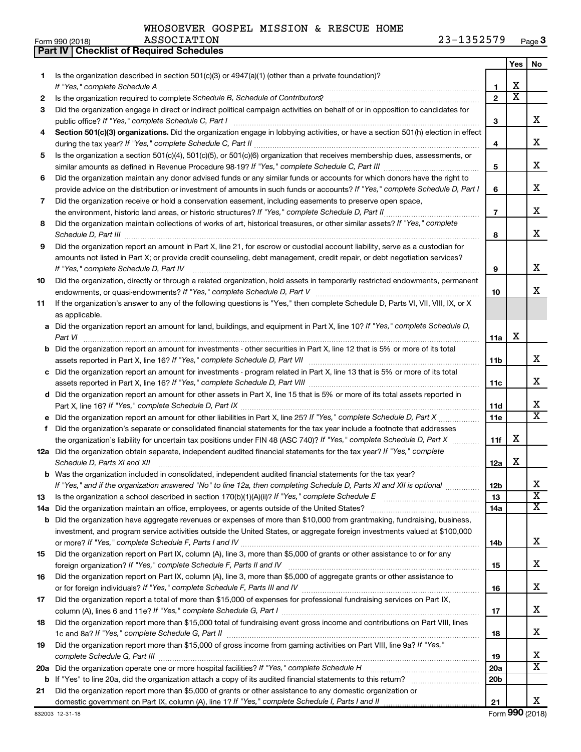WHOSOEVER GOSPEL MISSION & RESCUE HOME ASSOCIATION 23-1352579

Form 990 (2018) Page **3**

## Part IV | Checklist of Required Schedules

| | | | Yes | No |
|---|---|---|---|---|
| 1 | Is the organization described in section 501(c)(3) or 4947(a)(1) (other than a private foundation)? *If "Yes," complete Schedule A* | 1 | X | |
| 2 | Is the organization required to complete *Schedule B, Schedule of Contributors*? | 2 | X | |
| 3 | Did the organization engage in direct or indirect political campaign activities on behalf of or in opposition to candidates for public office? *If "Yes," complete Schedule C, Part I* | 3 | | X |
| 4 | **Section 501(c)(3) organizations.** Did the organization engage in lobbying activities, or have a section 501(h) election in effect during the tax year? *If "Yes," complete Schedule C, Part II* | 4 | | X |
| 5 | Is the organization a section 501(c)(4), 501(c)(5), or 501(c)(6) organization that receives membership dues, assessments, or similar amounts as defined in Revenue Procedure 98-19? *If "Yes," complete Schedule C, Part III* | 5 | | X |
| 6 | Did the organization maintain any donor advised funds or any similar funds or accounts for which donors have the right to provide advice on the distribution or investment of amounts in such funds or accounts? *If "Yes," complete Schedule D, Part I* | 6 | | X |
| 7 | Did the organization receive or hold a conservation easement, including easements to preserve open space, the environment, historic land areas, or historic structures? *If "Yes," complete Schedule D, Part II* | 7 | | X |
| 8 | Did the organization maintain collections of works of art, historical treasures, or other similar assets? *If "Yes," complete Schedule D, Part III* | 8 | | X |
| 9 | Did the organization report an amount in Part X, line 21, for escrow or custodial account liability, serve as a custodian for amounts not listed in Part X; or provide credit counseling, debt management, credit repair, or debt negotiation services? *If "Yes," complete Schedule D, Part IV* | 9 | | X |
| 10 | Did the organization, directly or through a related organization, hold assets in temporarily restricted endowments, permanent endowments, or quasi-endowments? *If "Yes," complete Schedule D, Part V* | 10 | | X |
| 11 | If the organization's answer to any of the following questions is "Yes," then complete Schedule D, Parts VI, VII, VIII, IX, or X as applicable. | | | |
| a | Did the organization report an amount for land, buildings, and equipment in Part X, line 10? *If "Yes," complete Schedule D, Part VI* | 11a | X | |
| b | Did the organization report an amount for investments - other securities in Part X, line 12 that is 5% or more of its total assets reported in Part X, line 16? *If "Yes," complete Schedule D, Part VII* | 11b | | X |
| c | Did the organization report an amount for investments - program related in Part X, line 13 that is 5% or more of its total assets reported in Part X, line 16? *If "Yes," complete Schedule D, Part VIII* | 11c | | X |
| d | Did the organization report an amount for other assets in Part X, line 15 that is 5% or more of its total assets reported in Part X, line 16? *If "Yes," complete Schedule D, Part IX* | 11d | | X |
| e | Did the organization report an amount for other liabilities in Part X, line 25? *If "Yes," complete Schedule D, Part X* | 11e | | X |
| f | Did the organization's separate or consolidated financial statements for the tax year include a footnote that addresses the organization's liability for uncertain tax positions under FIN 48 (ASC 740)? *If "Yes," complete Schedule D, Part X* | 11f | X | |
| 12a | Did the organization obtain separate, independent audited financial statements for the tax year? *If "Yes," complete Schedule D, Parts XI and XII* | 12a | X | |
| b | Was the organization included in consolidated, independent audited financial statements for the tax year? *If "Yes," and if the organization answered "No" to line 12a, then completing Schedule D, Parts XI and XII is optional* | 12b | | X |
| 13 | Is the organization a school described in section 170(b)(1)(A)(ii)? *If "Yes," complete Schedule E* | 13 | | X |
| 14a | Did the organization maintain an office, employees, or agents outside of the United States? | 14a | | X |
| b | Did the organization have aggregate revenues or expenses of more than $10,000 from grantmaking, fundraising, business, investment, and program service activities outside the United States, or aggregate foreign investments valued at $100,000 or more? *If "Yes," complete Schedule F, Parts I and IV* | 14b | | X |
| 15 | Did the organization report on Part IX, column (A), line 3, more than $5,000 of grants or other assistance to or for any foreign organization? *If "Yes," complete Schedule F, Parts II and IV* | 15 | | X |
| 16 | Did the organization report on Part IX, column (A), line 3, more than $5,000 of aggregate grants or other assistance to or for foreign individuals? *If "Yes," complete Schedule F, Parts III and IV* | 16 | | X |
| 17 | Did the organization report a total of more than $15,000 of expenses for professional fundraising services on Part IX, column (A), lines 6 and 11e? *If "Yes," complete Schedule G, Part I* | 17 | | X |
| 18 | Did the organization report more than $15,000 total of fundraising event gross income and contributions on Part VIII, lines 1c and 8a? *If "Yes," complete Schedule G, Part II* | 18 | | X |
| 19 | Did the organization report more than $15,000 of gross income from gaming activities on Part VIII, line 9a? *If "Yes," complete Schedule G, Part III* | 19 | | X |
| 20a | Did the organization operate one or more hospital facilities? *If "Yes," complete Schedule H* | 20a | | X |
| b | If "Yes" to line 20a, did the organization attach a copy of its audited financial statements to this return? | 20b | | |
| 21 | Did the organization report more than $5,000 of grants or other assistance to any domestic organization or domestic government on Part IX, column (A), line 1? *If "Yes," complete Schedule I, Parts I and II* | 21 | | X |

832003 12-31-18 Form **990** (2018)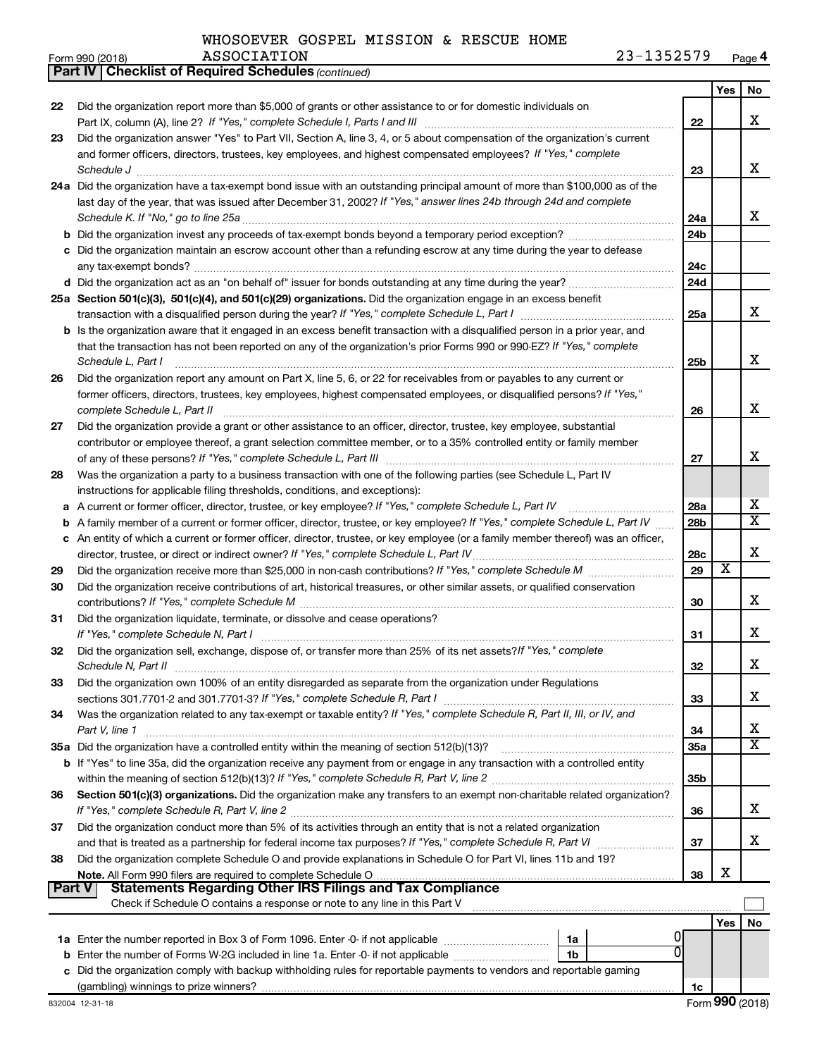WHOSOEVER GOSPEL MISSION & RESCUE HOME ASSOCIATION 23-1352579

Form 990 (2018) Page 4

**Part IV | Checklist of Required Schedules** *(continued)*

| | | | Yes | No |
|---|---|---|---|---|
| 22 | Did the organization report more than $5,000 of grants or other assistance to or for domestic individuals on Part IX, column (A), line 2? *If "Yes," complete Schedule I, Parts I and III* | 22 | | X |
| 23 | Did the organization answer "Yes" to Part VII, Section A, line 3, 4, or 5 about compensation of the organization's current and former officers, directors, trustees, key employees, and highest compensated employees? *If "Yes," complete Schedule J* | 23 | | X |
| 24a | Did the organization have a tax-exempt bond issue with an outstanding principal amount of more than $100,000 as of the last day of the year, that was issued after December 31, 2002? *If "Yes," answer lines 24b through 24d and complete Schedule K. If "No," go to line 25a* | 24a | | X |
| b | Did the organization invest any proceeds of tax-exempt bonds beyond a temporary period exception? | 24b | | |
| c | Did the organization maintain an escrow account other than a refunding escrow at any time during the year to defease any tax-exempt bonds? | 24c | | |
| d | Did the organization act as an "on behalf of" issuer for bonds outstanding at any time during the year? | 24d | | |
| 25a | **Section 501(c)(3), 501(c)(4), and 501(c)(29) organizations.** Did the organization engage in an excess benefit transaction with a disqualified person during the year? *If "Yes," complete Schedule L, Part I* | 25a | | X |
| b | Is the organization aware that it engaged in an excess benefit transaction with a disqualified person in a prior year, and that the transaction has not been reported on any of the organization's prior Forms 990 or 990-EZ? *If "Yes," complete Schedule L, Part I* | 25b | | X |
| 26 | Did the organization report any amount on Part X, line 5, 6, or 22 for receivables from or payables to any current or former officers, directors, trustees, key employees, highest compensated employees, or disqualified persons? *If "Yes," complete Schedule L, Part II* | 26 | | X |
| 27 | Did the organization provide a grant or other assistance to an officer, director, trustee, key employee, substantial contributor or employee thereof, a grant selection committee member, or to a 35% controlled entity or family member of any of these persons? *If "Yes," complete Schedule L, Part III* | 27 | | X |
| 28 | Was the organization a party to a business transaction with one of the following parties (see Schedule L, Part IV instructions for applicable filing thresholds, conditions, and exceptions): | | | |
| a | A current or former officer, director, trustee, or key employee? *If "Yes," complete Schedule L, Part IV* | 28a | | X |
| b | A family member of a current or former officer, director, trustee, or key employee? *If "Yes," complete Schedule L, Part IV* | 28b | | X |
| c | An entity of which a current or former officer, director, trustee, or key employee (or a family member thereof) was an officer, director, trustee, or direct or indirect owner? *If "Yes," complete Schedule L, Part IV* | 28c | | X |
| 29 | Did the organization receive more than $25,000 in non-cash contributions? *If "Yes," complete Schedule M* | 29 | X | |
| 30 | Did the organization receive contributions of art, historical treasures, or other similar assets, or qualified conservation contributions? *If "Yes," complete Schedule M* | 30 | | X |
| 31 | Did the organization liquidate, terminate, or dissolve and cease operations? *If "Yes," complete Schedule N, Part I* | 31 | | X |
| 32 | Did the organization sell, exchange, dispose of, or transfer more than 25% of its net assets? *If "Yes," complete Schedule N, Part II* | 32 | | X |
| 33 | Did the organization own 100% of an entity disregarded as separate from the organization under Regulations sections 301.7701-2 and 301.7701-3? *If "Yes," complete Schedule R, Part I* | 33 | | X |
| 34 | Was the organization related to any tax-exempt or taxable entity? *If "Yes," complete Schedule R, Part II, III, or IV, and Part V, line 1* | 34 | | X |
| 35a | Did the organization have a controlled entity within the meaning of section 512(b)(13)? | 35a | | X |
| b | If "Yes" to line 35a, did the organization receive any payment from or engage in any transaction with a controlled entity within the meaning of section 512(b)(13)? *If "Yes," complete Schedule R, Part V, line 2* | 35b | | |
| 36 | **Section 501(c)(3) organizations.** Did the organization make any transfers to an exempt non-charitable related organization? *If "Yes," complete Schedule R, Part V, line 2* | 36 | | X |
| 37 | Did the organization conduct more than 5% of its activities through an entity that is not a related organization and that is treated as a partnership for federal income tax purposes? *If "Yes," complete Schedule R, Part VI* | 37 | | X |
| 38 | Did the organization complete Schedule O and provide explanations in Schedule O for Part VI, lines 11b and 19? **Note.** All Form 990 filers are required to complete Schedule O | 38 | X | |

**Part V | Statements Regarding Other IRS Filings and Tax Compliance**

Check if Schedule O contains a response or note to any line in this Part V ☐

| | | | | | Yes | No |
|---|---|---|---|---|---|---|
| 1a | Enter the number reported in Box 3 of Form 1096. Enter -0- if not applicable | 1a | 0 | | | |
| b | Enter the number of Forms W-2G included in line 1a. Enter -0- if not applicable | 1b | 0 | | | |
| c | Did the organization comply with backup withholding rules for reportable payments to vendors and reportable gaming (gambling) winnings to prize winners? | | | 1c | | |

832004 12-31-18 Form **990** (2018)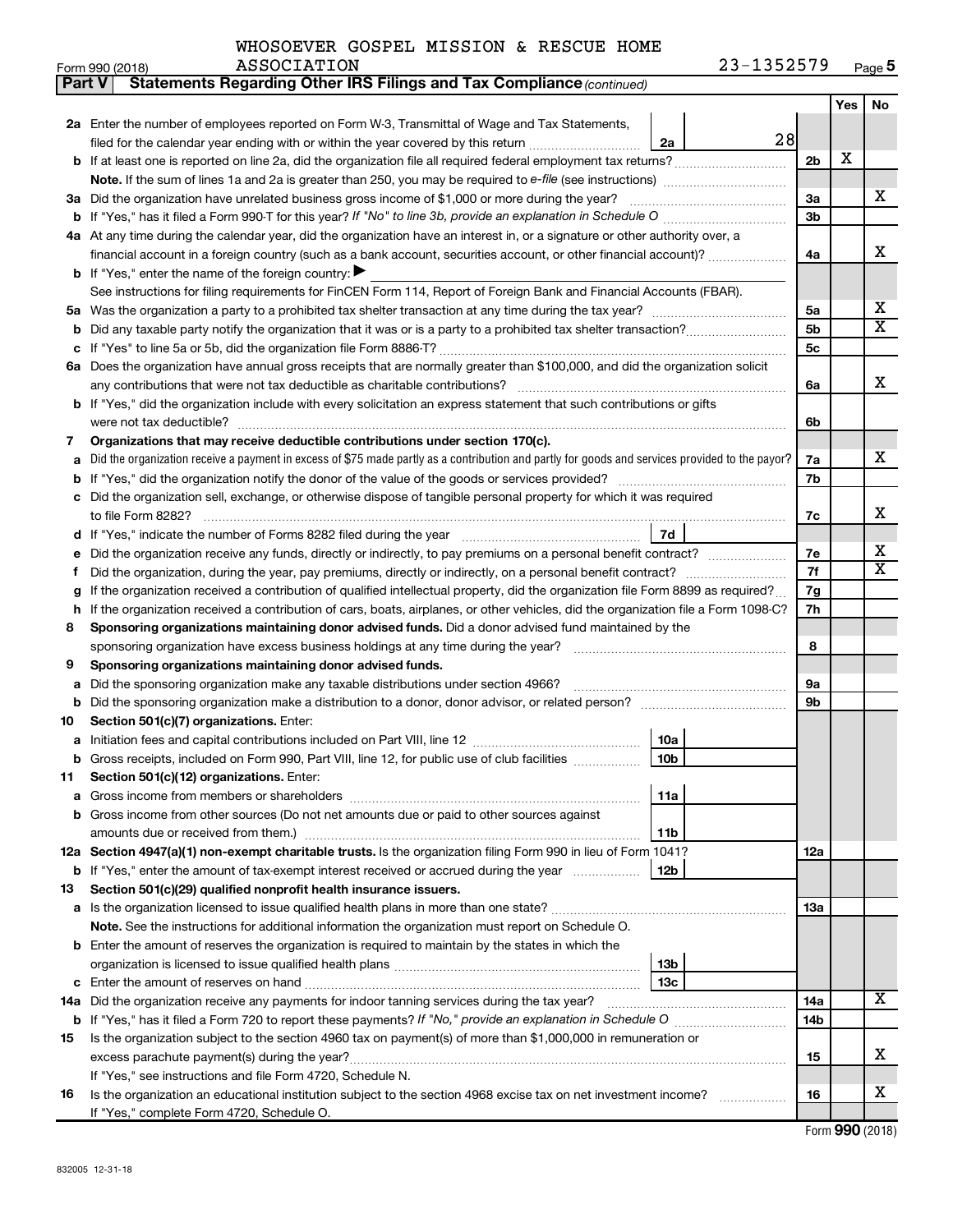WHOSOEVER GOSPEL MISSION & RESCUE HOME ASSOCIATION 23-1352579

Form 990 (2018)

**Part V Statements Regarding Other IRS Filings and Tax Compliance** *(continued)*

| | | | | Yes | No |
|---|---|---|---|---|---|
| **2a** | Enter the number of employees reported on Form W-3, Transmittal of Wage and Tax Statements, filed for the calendar year ending with or within the year covered by this return | 2a 28 | | | |
| **b** | If at least one is reported on line 2a, did the organization file all required federal employment tax returns? | | 2b | X | |
| | **Note.** If the sum of lines 1a and 2a is greater than 250, you may be required to *e-file* (see instructions) | | | | |
| **3a** | Did the organization have unrelated business gross income of $1,000 or more during the year? | | 3a | | X |
| **b** | If "Yes," has it filed a Form 990-T for this year? *If "No" to line 3b, provide an explanation in Schedule O* | | 3b | | |
| **4a** | At any time during the calendar year, did the organization have an interest in, or a signature or other authority over, a financial account in a foreign country (such as a bank account, securities account, or other financial account)? | | 4a | | X |
| **b** | If "Yes," enter the name of the foreign country: ▶ | | | | |
| | See instructions for filing requirements for FinCEN Form 114, Report of Foreign Bank and Financial Accounts (FBAR). | | | | |
| **5a** | Was the organization a party to a prohibited tax shelter transaction at any time during the tax year? | | 5a | | X |
| **b** | Did any taxable party notify the organization that it was or is a party to a prohibited tax shelter transaction? | | 5b | | X |
| **c** | If "Yes" to line 5a or 5b, did the organization file Form 8886-T? | | 5c | | |
| **6a** | Does the organization have annual gross receipts that are normally greater than $100,000, and did the organization solicit any contributions that were not tax deductible as charitable contributions? | | 6a | | X |
| **b** | If "Yes," did the organization include with every solicitation an express statement that such contributions or gifts were not tax deductible? | | 6b | | |
| **7** | **Organizations that may receive deductible contributions under section 170(c).** | | | | |
| **a** | Did the organization receive a payment in excess of $75 made partly as a contribution and partly for goods and services provided to the payor? | | 7a | | X |
| **b** | If "Yes," did the organization notify the donor of the value of the goods or services provided? | | 7b | | |
| **c** | Did the organization sell, exchange, or otherwise dispose of tangible personal property for which it was required to file Form 8282? | | 7c | | X |
| **d** | If "Yes," indicate the number of Forms 8282 filed during the year | 7d | | | |
| **e** | Did the organization receive any funds, directly or indirectly, to pay premiums on a personal benefit contract? | | 7e | | X |
| **f** | Did the organization, during the year, pay premiums, directly or indirectly, on a personal benefit contract? | | 7f | | X |
| **g** | If the organization received a contribution of qualified intellectual property, did the organization file Form 8899 as required? | | 7g | | |
| **h** | If the organization received a contribution of cars, boats, airplanes, or other vehicles, did the organization file a Form 1098-C? | | 7h | | |
| **8** | **Sponsoring organizations maintaining donor advised funds.** Did a donor advised fund maintained by the sponsoring organization have excess business holdings at any time during the year? | | 8 | | |
| **9** | **Sponsoring organizations maintaining donor advised funds.** | | | | |
| **a** | Did the sponsoring organization make any taxable distributions under section 4966? | | 9a | | |
| **b** | Did the sponsoring organization make a distribution to a donor, donor advisor, or related person? | | 9b | | |
| **10** | **Section 501(c)(7) organizations.** Enter: | | | | |
| **a** | Initiation fees and capital contributions included on Part VIII, line 12 | 10a | | | |
| **b** | Gross receipts, included on Form 990, Part VIII, line 12, for public use of club facilities | 10b | | | |
| **11** | **Section 501(c)(12) organizations.** Enter: | | | | |
| **a** | Gross income from members or shareholders | 11a | | | |
| **b** | Gross income from other sources (Do not net amounts due or paid to other sources against amounts due or received from them.) | 11b | | | |
| **12a** | **Section 4947(a)(1) non-exempt charitable trusts.** Is the organization filing Form 990 in lieu of Form 1041? | | 12a | | |
| **b** | If "Yes," enter the amount of tax-exempt interest received or accrued during the year | 12b | | | |
| **13** | **Section 501(c)(29) qualified nonprofit health insurance issuers.** | | | | |
| **a** | Is the organization licensed to issue qualified health plans in more than one state? | | 13a | | |
| | **Note.** See the instructions for additional information the organization must report on Schedule O. | | | | |
| **b** | Enter the amount of reserves the organization is required to maintain by the states in which the organization is licensed to issue qualified health plans | 13b | | | |
| **c** | Enter the amount of reserves on hand | 13c | | | |
| **14a** | Did the organization receive any payments for indoor tanning services during the tax year? | | 14a | | X |
| **b** | If "Yes," has it filed a Form 720 to report these payments? *If "No," provide an explanation in Schedule O* | | 14b | | |
| **15** | Is the organization subject to the section 4960 tax on payment(s) of more than $1,000,000 in remuneration or excess parachute payment(s) during the year? | | 15 | | X |
| | If "Yes," see instructions and file Form 4720, Schedule N. | | | | |
| **16** | Is the organization an educational institution subject to the section 4968 excise tax on net investment income? | | 16 | | X |
| | If "Yes," complete Form 4720, Schedule O. | | | | |

Form **990** (2018)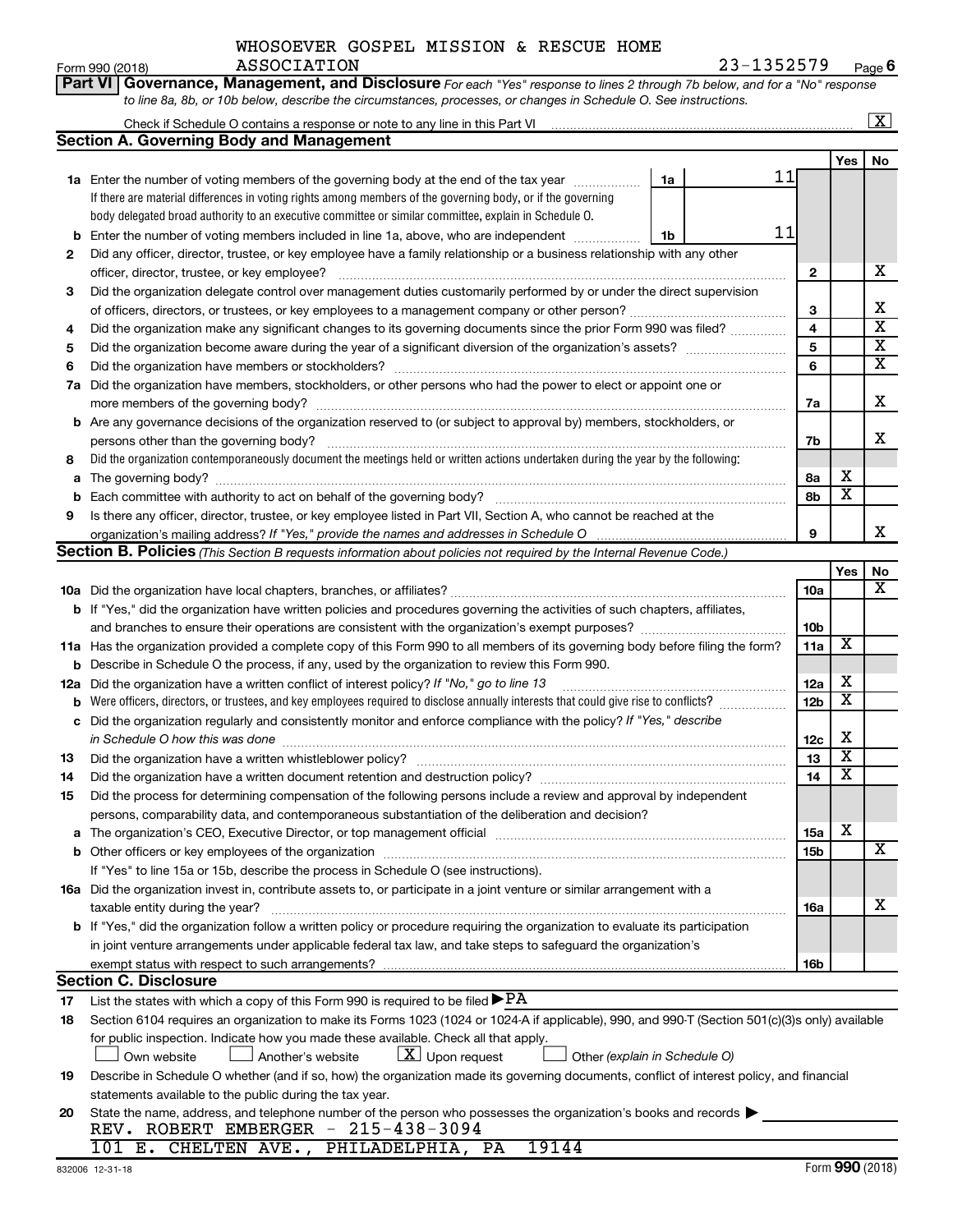WHOSOEVER GOSPEL MISSION & RESCUE HOME ASSOCIATION

Form 990 (2018) 23-1352579 Page 6

**Part VI Governance, Management, and Disclosure** *For each "Yes" response to lines 2 through 7b below, and for a "No" response to line 8a, 8b, or 10b below, describe the circumstances, processes, or changes in Schedule O. See instructions.*

Check if Schedule O contains a response or note to any line in this Part VI [X]

## Section A. Governing Body and Management

| | | | | Yes | No |
|---|---|---|---|---|---|
| **1a** | Enter the number of voting members of the governing body at the end of the tax year. If there are material differences in voting rights among members of the governing body, or if the governing body delegated broad authority to an executive committee or similar committee, explain in Schedule O. | 1a: 11 | | | |
| **b** | Enter the number of voting members included in line 1a, above, who are independent | 1b: 11 | | | |
| **2** | Did any officer, director, trustee, or key employee have a family relationship or a business relationship with any other officer, director, trustee, or key employee? | | 2 | | X |
| **3** | Did the organization delegate control over management duties customarily performed by or under the direct supervision of officers, directors, or trustees, or key employees to a management company or other person? | | 3 | | X |
| **4** | Did the organization make any significant changes to its governing documents since the prior Form 990 was filed? | | 4 | | X |
| **5** | Did the organization become aware during the year of a significant diversion of the organization's assets? | | 5 | | X |
| **6** | Did the organization have members or stockholders? | | 6 | | X |
| **7a** | Did the organization have members, stockholders, or other persons who had the power to elect or appoint one or more members of the governing body? | | 7a | | X |
| **b** | Are any governance decisions of the organization reserved to (or subject to approval by) members, stockholders, or persons other than the governing body? | | 7b | | X |
| **8** | Did the organization contemporaneously document the meetings held or written actions undertaken during the year by the following: | | | | |
| **a** | The governing body? | | 8a | X | |
| **b** | Each committee with authority to act on behalf of the governing body? | | 8b | X | |
| **9** | Is there any officer, director, trustee, or key employee listed in Part VII, Section A, who cannot be reached at the organization's mailing address? *If "Yes," provide the names and addresses in Schedule O* | | 9 | | X |

## Section B. Policies *(This Section B requests information about policies not required by the Internal Revenue Code.)*

| | | | Yes | No |
|---|---|---|---|---|
| **10a** | Did the organization have local chapters, branches, or affiliates? | 10a | | X |
| **b** | If "Yes," did the organization have written policies and procedures governing the activities of such chapters, affiliates, and branches to ensure their operations are consistent with the organization's exempt purposes? | 10b | | |
| **11a** | Has the organization provided a complete copy of this Form 990 to all members of its governing body before filing the form? | 11a | X | |
| **b** | Describe in Schedule O the process, if any, used by the organization to review this Form 990. | | | |
| **12a** | Did the organization have a written conflict of interest policy? *If "No," go to line 13* | 12a | X | |
| **b** | Were officers, directors, or trustees, and key employees required to disclose annually interests that could give rise to conflicts? | 12b | X | |
| **c** | Did the organization regularly and consistently monitor and enforce compliance with the policy? *If "Yes," describe in Schedule O how this was done* | 12c | X | |
| **13** | Did the organization have a written whistleblower policy? | 13 | X | |
| **14** | Did the organization have a written document retention and destruction policy? | 14 | X | |
| **15** | Did the process for determining compensation of the following persons include a review and approval by independent persons, comparability data, and contemporaneous substantiation of the deliberation and decision? | | | |
| **a** | The organization's CEO, Executive Director, or top management official | 15a | X | |
| **b** | Other officers or key employees of the organization | 15b | | X |
| | If "Yes" to line 15a or 15b, describe the process in Schedule O (see instructions). | | | |
| **16a** | Did the organization invest in, contribute assets to, or participate in a joint venture or similar arrangement with a taxable entity during the year? | 16a | | X |
| **b** | If "Yes," did the organization follow a written policy or procedure requiring the organization to evaluate its participation in joint venture arrangements under applicable federal tax law, and take steps to safeguard the organization's exempt status with respect to such arrangements? | 16b | | |

## Section C. Disclosure

**17** List the states with which a copy of this Form 990 is required to be filed ▶ PA

**18** Section 6104 requires an organization to make its Forms 1023 (1024 or 1024-A if applicable), 990, and 990-T (Section 501(c)(3)s only) available for public inspection. Indicate how you made these available. Check all that apply.

[ ] Own website [ ] Another's website [X] Upon request [ ] Other *(explain in Schedule O)*

**19** Describe in Schedule O whether (and if so, how) the organization made its governing documents, conflict of interest policy, and financial statements available to the public during the tax year.

**20** State the name, address, and telephone number of the person who possesses the organization's books and records ▶

REV. ROBERT EMBERGER - 215-438-3094
101 E. CHELTEN AVE., PHILADELPHIA, PA 19144

832006 12-31-18 Form **990** (2018)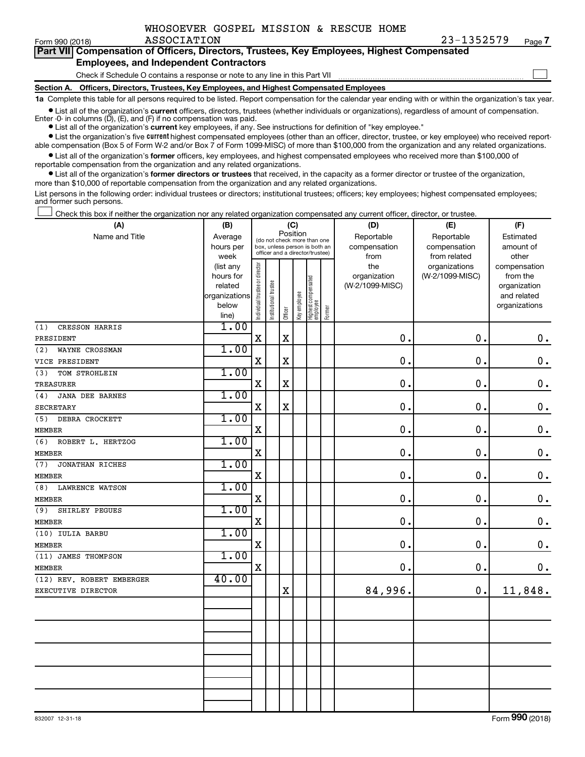WHOSOEVER GOSPEL MISSION & RESCUE HOME ASSOCIATION 23-1352579

Form 990 (2018) Page 7

## Part VII Compensation of Officers, Directors, Trustees, Key Employees, Highest Compensated Employees, and Independent Contractors

Check if Schedule O contains a response or note to any line in this Part VII

### Section A. Officers, Directors, Trustees, Key Employees, and Highest Compensated Employees

**1a** Complete this table for all persons required to be listed. Report compensation for the calendar year ending with or within the organization's tax year.

- List all of the organization's **current** officers, directors, trustees (whether individuals or organizations), regardless of amount of compensation. Enter -0- in columns (D), (E), and (F) if no compensation was paid.
- List all of the organization's **current** key employees, if any. See instructions for definition of "key employee."
- List the organization's five **current** highest compensated employees (other than an officer, director, trustee, or key employee) who received reportable compensation (Box 5 of Form W-2 and/or Box 7 of Form 1099-MISC) of more than $100,000 from the organization and any related organizations.
- List all of the organization's **former** officers, key employees, and highest compensated employees who received more than $100,000 of reportable compensation from the organization and any related organizations.
- List all of the organization's **former directors or trustees** that received, in the capacity as a former director or trustee of the organization, more than $10,000 of reportable compensation from the organization and any related organizations.

List persons in the following order: individual trustees or directors; institutional trustees; officers; key employees; highest compensated employees; and former such persons.

Check this box if neither the organization nor any related organization compensated any current officer, director, or trustee.

| (A) Name and Title | (B) Average hours per week (list any hours for related organizations below line) | (C) Position: Individual trustee or director | Institutional trustee | Officer | Key employee | Highest compensated employee | Former | (D) Reportable compensation from the organization (W-2/1099-MISC) | (E) Reportable compensation from related organizations (W-2/1099-MISC) | (F) Estimated amount of other compensation from the organization and related organizations |
|---|---|---|---|---|---|---|---|---|---|---|
| (1) CRESSON HARRIS<br>PRESIDENT | 1.00 | X | | X | | | | 0. | 0. | 0. |
| (2) WAYNE CROSSMAN<br>VICE PRESIDENT | 1.00 | X | | X | | | | 0. | 0. | 0. |
| (3) TOM STROHLEIN<br>TREASURER | 1.00 | X | | X | | | | 0. | 0. | 0. |
| (4) JANA DEE BARNES<br>SECRETARY | 1.00 | X | | X | | | | 0. | 0. | 0. |
| (5) DEBRA CROCKETT<br>MEMBER | 1.00 | X | | | | | | 0. | 0. | 0. |
| (6) ROBERT L. HERTZOG<br>MEMBER | 1.00 | X | | | | | | 0. | 0. | 0. |
| (7) JONATHAN RICHES<br>MEMBER | 1.00 | X | | | | | | 0. | 0. | 0. |
| (8) LAWRENCE WATSON<br>MEMBER | 1.00 | X | | | | | | 0. | 0. | 0. |
| (9) SHIRLEY PEGUES<br>MEMBER | 1.00 | X | | | | | | 0. | 0. | 0. |
| (10) IULIA BARBU<br>MEMBER | 1.00 | X | | | | | | 0. | 0. | 0. |
| (11) JAMES THOMPSON<br>MEMBER | 1.00 | X | | | | | | 0. | 0. | 0. |
| (12) REV. ROBERT EMBERGER<br>EXECUTIVE DIRECTOR | 40.00 | | | X | | | | 84,996. | 0. | 11,848. |

832007 12-31-18

Form 990 (2018)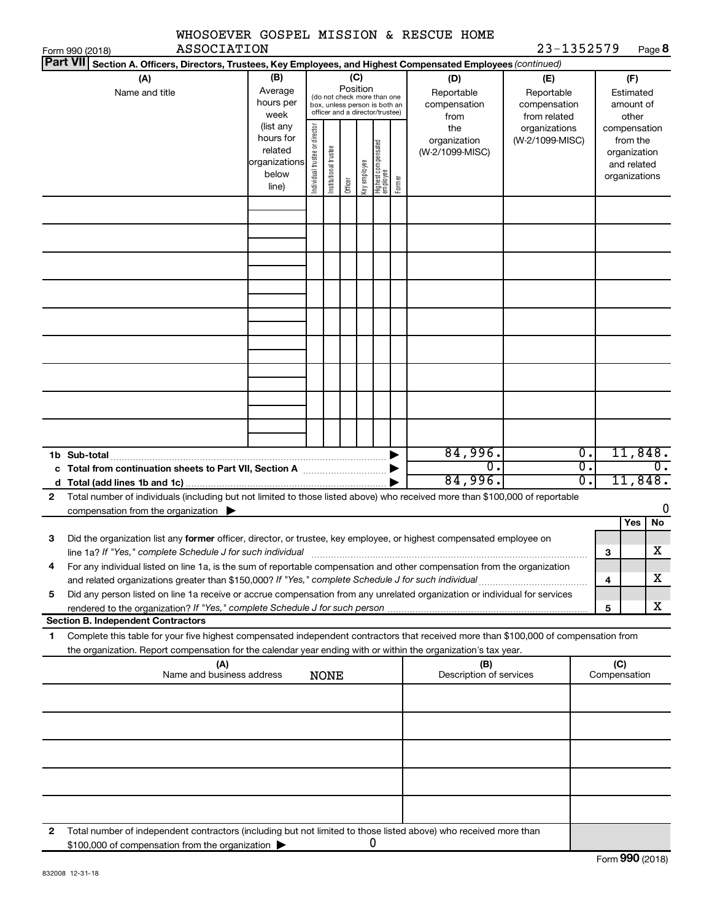WHOSOEVER GOSPEL MISSION & RESCUE HOME ASSOCIATION

23-1352579

Form 990 (2018) Page **8**

**Part VII** **Section A. Officers, Directors, Trustees, Key Employees, and Highest Compensated Employees** *(continued)*

| (A) Name and title | (B) Average hours per week (list any hours for related organizations below line) | (C) Position (do not check more than one box, unless person is both an officer and a director/trustee): Individual trustee or director | Institutional trustee | Officer | Key employee | Highest compensated employee | Former | (D) Reportable compensation from the organization (W-2/1099-MISC) | (E) Reportable compensation from related organizations (W-2/1099-MISC) | (F) Estimated amount of other compensation from the organization and related organizations |
|---|---|---|---|---|---|---|---|---|---|---|
| | | | | | | | | | | |
| | | | | | | | | | | |
| | | | | | | | | | | |
| | | | | | | | | | | |
| | | | | | | | | | | |
| | | | | | | | | | | |
| | | | | | | | | | | |
| | | | | | | | | | | |
| | | | | | | | | | | |
| **1b Sub-total** | | | | | | | | 84,996. | 0. | 11,848. |
| **c Total from continuation sheets to Part VII, Section A** | | | | | | | | 0. | 0. | 0. |
| **d Total (add lines 1b and 1c)** | | | | | | | | 84,996. | 0. | 11,848. |

**2** Total number of individuals (including but not limited to those listed above) who received more than $100,000 of reportable compensation from the organization ▶ 0

| | | | Yes | No |
|---|---|---|---|---|
| **3** | Did the organization list any **former** officer, director, or trustee, key employee, or highest compensated employee on line 1a? *If "Yes," complete Schedule J for such individual* | **3** | | X |
| **4** | For any individual listed on line 1a, is the sum of reportable compensation and other compensation from the organization and related organizations greater than $150,000? *If "Yes," complete Schedule J for such individual* | **4** | | X |
| **5** | Did any person listed on line 1a receive or accrue compensation from any unrelated organization or individual for services rendered to the organization? *If "Yes," complete Schedule J for such person* | **5** | | X |

**Section B. Independent Contractors**

**1** Complete this table for your five highest compensated independent contractors that received more than $100,000 of compensation from the organization. Report compensation for the calendar year ending with or within the organization's tax year.

| (A) Name and business address | (B) Description of services | (C) Compensation |
|---|---|---|
| NONE | | |
| | | |
| | | |
| | | |
| | | |

**2** Total number of independent contractors (including but not limited to those listed above) who received more than $100,000 of compensation from the organization ▶ 0

Form **990** (2018)

832008 12-31-18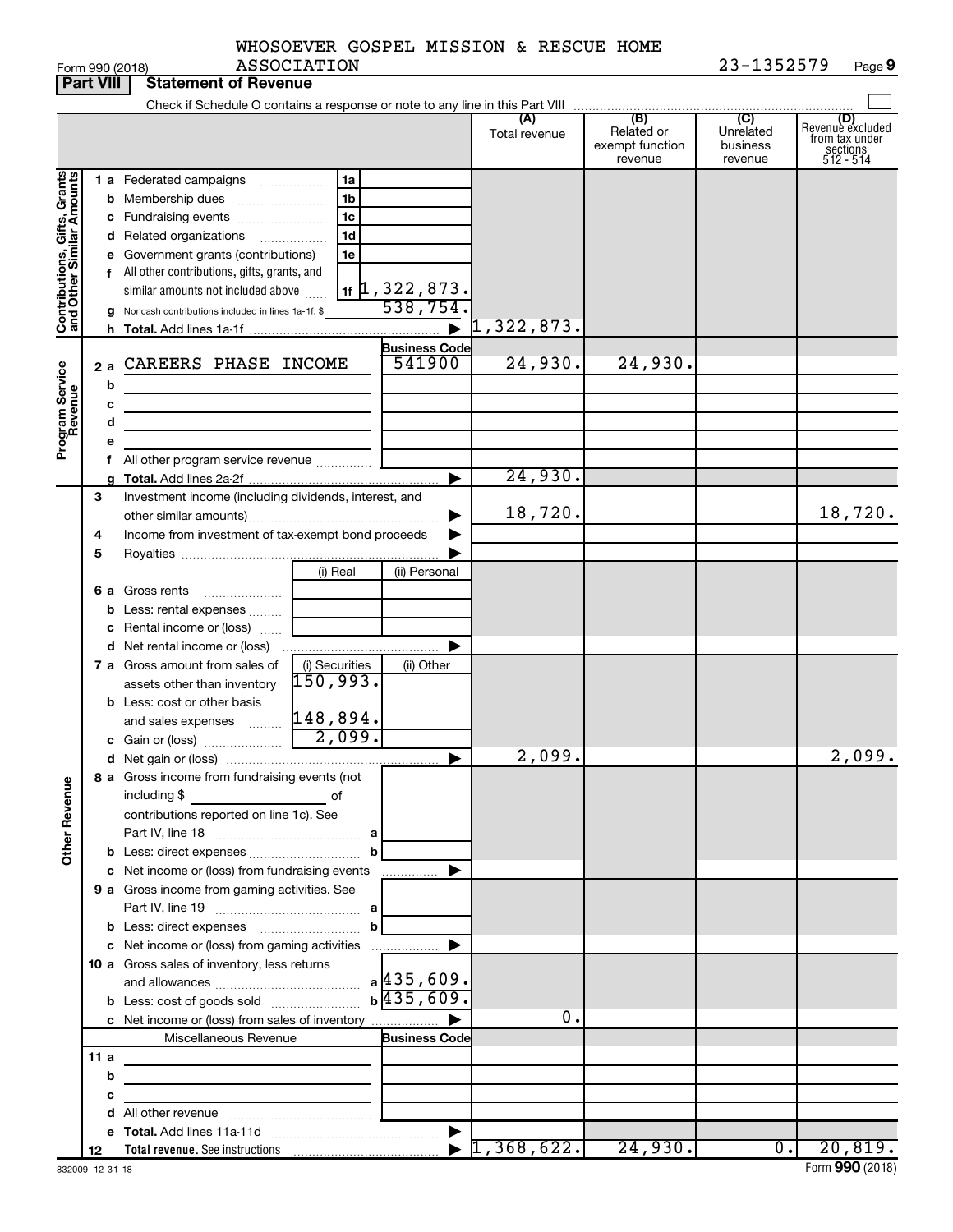Form 990 (2018) WHOSOEVER GOSPEL MISSION & RESCUE HOME ASSOCIATION 23-1352579 Page **9**

**Part VIII Statement of Revenue**

Check if Schedule O contains a response or note to any line in this Part VIII ☐

| | | | | (A) Total revenue | (B) Related or exempt function revenue | (C) Unrelated business revenue | (D) Revenue excluded from tax under sections 512 - 514 |
|---|---|---|---|---|---|---|---|
| Contributions, Gifts, Grants and Other Similar Amounts | 1 a Federated campaigns | 1a | | | | | |
| | b Membership dues | 1b | | | | | |
| | c Fundraising events | 1c | | | | | |
| | d Related organizations | 1d | | | | | |
| | e Government grants (contributions) | 1e | | | | | |
| | f All other contributions, gifts, grants, and similar amounts not included above | 1f | 1,322,873. | | | | |
| | g Noncash contributions included in lines 1a-1f: $ | | 538,754. | | | | |
| | h Total. Add lines 1a-1f | | ▶ | 1,322,873. | | | |
| Program Service Revenue | | | Business Code | | | | |
| | 2 a CAREERS PHASE INCOME | | 541900 | 24,930. | 24,930. | | |
| | b | | | | | | |
| | c | | | | | | |
| | d | | | | | | |
| | e | | | | | | |
| | f All other program service revenue | | | | | | |
| | g Total. Add lines 2a-2f | | ▶ | 24,930. | | | |
| Other Revenue | 3 Investment income (including dividends, interest, and other similar amounts) | | ▶ | 18,720. | | | 18,720. |
| | 4 Income from investment of tax-exempt bond proceeds | | ▶ | | | | |
| | 5 Royalties | | ▶ | | | | |
| | | (i) Real | (ii) Personal | | | | |
| | 6 a Gross rents | | | | | | |
| | b Less: rental expenses | | | | | | |
| | c Rental income or (loss) | | | | | | |
| | d Net rental income or (loss) | | ▶ | | | | |
| | | (i) Securities | (ii) Other | | | | |
| | 7 a Gross amount from sales of assets other than inventory | 150,993. | | | | | |
| | b Less: cost or other basis and sales expenses | 148,894. | | | | | |
| | c Gain or (loss) | 2,099. | | | | | |
| | d Net gain or (loss) | | ▶ | 2,099. | | | 2,099. |
| | 8 a Gross income from fundraising events (not including $ of contributions reported on line 1c). See Part IV, line 18 | a | | | | | |
| | b Less: direct expenses | b | | | | | |
| | c Net income or (loss) from fundraising events | | ▶ | | | | |
| | 9 a Gross income from gaming activities. See Part IV, line 19 | a | | | | | |
| | b Less: direct expenses | b | | | | | |
| | c Net income or (loss) from gaming activities | | ▶ | | | | |
| | 10 a Gross sales of inventory, less returns and allowances | a | 435,609. | | | | |
| | b Less: cost of goods sold | b | 435,609. | | | | |
| | c Net income or (loss) from sales of inventory | | ▶ | 0. | | | |
| | Miscellaneous Revenue | | Business Code | | | | |
| | 11 a | | | | | | |
| | b | | | | | | |
| | c | | | | | | |
| | d All other revenue | | | | | | |
| | e Total. Add lines 11a-11d | | ▶ | | | | |
| | 12 Total revenue. See instructions | | ▶ | 1,368,622. | 24,930. | 0. | 20,819. |

832009 12-31-18 Form **990** (2018)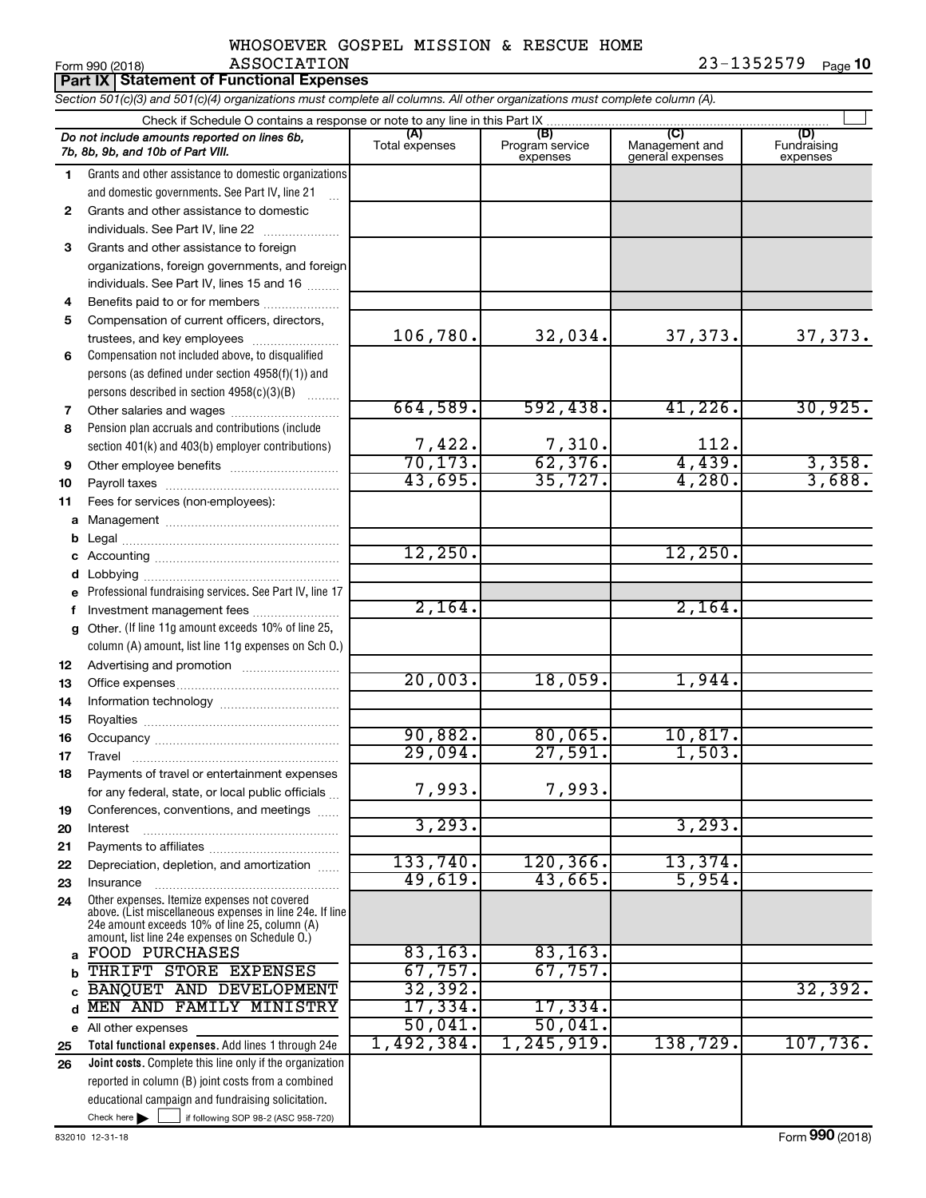WHOSOEVER GOSPEL MISSION & RESCUE HOME ASSOCIATION

23-1352579

Form 990 (2018)

## Part IX Statement of Functional Expenses

*Section 501(c)(3) and 501(c)(4) organizations must complete all columns. All other organizations must complete column (A).*

Check if Schedule O contains a response or note to any line in this Part IX

| | *Do not include amounts reported on lines 6b, 7b, 8b, 9b, and 10b of Part VIII.* | (A) Total expenses | (B) Program service expenses | (C) Management and general expenses | (D) Fundraising expenses |
|---|---|---|---|---|---|
| 1 | Grants and other assistance to domestic organizations and domestic governments. See Part IV, line 21 | | | | |
| 2 | Grants and other assistance to domestic individuals. See Part IV, line 22 | | | | |
| 3 | Grants and other assistance to foreign organizations, foreign governments, and foreign individuals. See Part IV, lines 15 and 16 | | | | |
| 4 | Benefits paid to or for members | | | | |
| 5 | Compensation of current officers, directors, trustees, and key employees | 106,780. | 32,034. | 37,373. | 37,373. |
| 6 | Compensation not included above, to disqualified persons (as defined under section 4958(f)(1)) and persons described in section 4958(c)(3)(B) | | | | |
| 7 | Other salaries and wages | 664,589. | 592,438. | 41,226. | 30,925. |
| 8 | Pension plan accruals and contributions (include section 401(k) and 403(b) employer contributions) | 7,422. | 7,310. | 112. | |
| 9 | Other employee benefits | 70,173. | 62,376. | 4,439. | 3,358. |
| 10 | Payroll taxes | 43,695. | 35,727. | 4,280. | 3,688. |
| 11 | Fees for services (non-employees): | | | | |
| a | Management | | | | |
| b | Legal | | | | |
| c | Accounting | 12,250. | | 12,250. | |
| d | Lobbying | | | | |
| e | Professional fundraising services. See Part IV, line 17 | | | | |
| f | Investment management fees | 2,164. | | 2,164. | |
| g | Other. (If line 11g amount exceeds 10% of line 25, column (A) amount, list line 11g expenses on Sch O.) | | | | |
| 12 | Advertising and promotion | | | | |
| 13 | Office expenses | 20,003. | 18,059. | 1,944. | |
| 14 | Information technology | | | | |
| 15 | Royalties | | | | |
| 16 | Occupancy | 90,882. | 80,065. | 10,817. | |
| 17 | Travel | 29,094. | 27,591. | 1,503. | |
| 18 | Payments of travel or entertainment expenses for any federal, state, or local public officials | 7,993. | 7,993. | | |
| 19 | Conferences, conventions, and meetings | | | | |
| 20 | Interest | 3,293. | | 3,293. | |
| 21 | Payments to affiliates | | | | |
| 22 | Depreciation, depletion, and amortization | 133,740. | 120,366. | 13,374. | |
| 23 | Insurance | 49,619. | 43,665. | 5,954. | |
| 24 | Other expenses. Itemize expenses not covered above. (List miscellaneous expenses in line 24e. If line 24e amount exceeds 10% of line 25, column (A) amount, list line 24e expenses on Schedule O.) | | | | |
| a | FOOD PURCHASES | 83,163. | 83,163. | | |
| b | THRIFT STORE EXPENSES | 67,757. | 67,757. | | |
| c | BANQUET AND DEVELOPMENT | 32,392. | | | 32,392. |
| d | MEN AND FAMILY MINISTRY | 17,334. | 17,334. | | |
| e | All other expenses | 50,041. | 50,041. | | |
| 25 | **Total functional expenses.** Add lines 1 through 24e | 1,492,384. | 1,245,919. | 138,729. | 107,736. |
| 26 | **Joint costs.** Complete this line only if the organization reported in column (B) joint costs from a combined educational campaign and fundraising solicitation. Check here ☐ if following SOP 98-2 (ASC 958-720) | | | | |

832010 12-31-18

Form **990** (2018)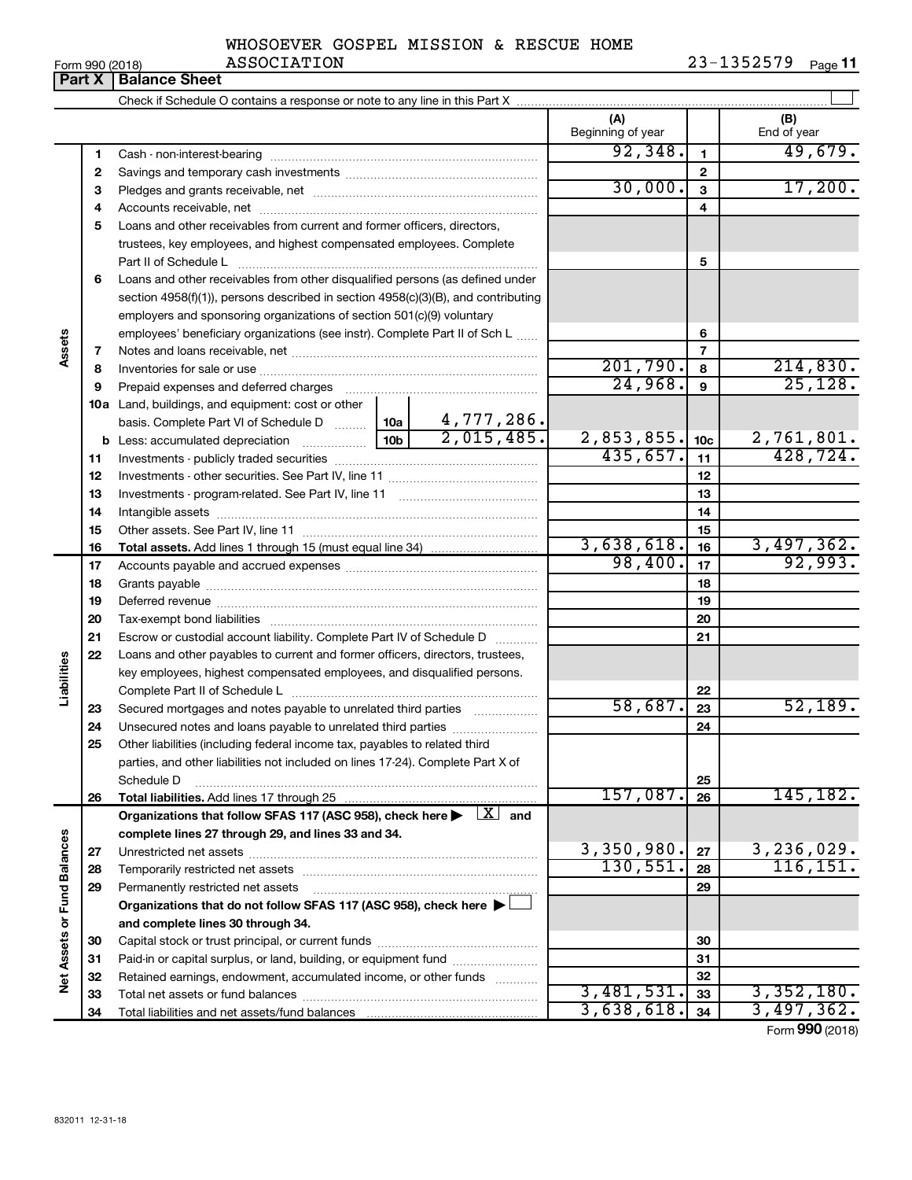WHOSOEVER GOSPEL MISSION & RESCUE HOME ASSOCIATION

Form 990 (2018) 23-1352579 Page 11

## Part X | Balance Sheet

Check if Schedule O contains a response or note to any line in this Part X

| | | | | (A) Beginning of year | | (B) End of year |
|---|---|---|---|---|---|---|
| **Assets** | 1 | Cash - non-interest-bearing | | 92,348. | 1 | 49,679. |
| | 2 | Savings and temporary cash investments | | | 2 | |
| | 3 | Pledges and grants receivable, net | | 30,000. | 3 | 17,200. |
| | 4 | Accounts receivable, net | | | 4 | |
| | 5 | Loans and other receivables from current and former officers, directors, trustees, key employees, and highest compensated employees. Complete Part II of Schedule L | | | 5 | |
| | 6 | Loans and other receivables from other disqualified persons (as defined under section 4958(f)(1)), persons described in section 4958(c)(3)(B), and contributing employers and sponsoring organizations of section 501(c)(9) voluntary employees' beneficiary organizations (see instr). Complete Part II of Sch L | | | 6 | |
| | 7 | Notes and loans receivable, net | | | 7 | |
| | 8 | Inventories for sale or use | | 201,790. | 8 | 214,830. |
| | 9 | Prepaid expenses and deferred charges | | 24,968. | 9 | 25,128. |
| | 10a | Land, buildings, and equipment: cost or other basis. Complete Part VI of Schedule D | 10a 4,777,286. | | | |
| | b | Less: accumulated depreciation | 10b 2,015,485. | 2,853,855. | 10c | 2,761,801. |
| | 11 | Investments - publicly traded securities | | 435,657. | 11 | 428,724. |
| | 12 | Investments - other securities. See Part IV, line 11 | | | 12 | |
| | 13 | Investments - program-related. See Part IV, line 11 | | | 13 | |
| | 14 | Intangible assets | | | 14 | |
| | 15 | Other assets. See Part IV, line 11 | | | 15 | |
| | 16 | **Total assets.** Add lines 1 through 15 (must equal line 34) | | 3,638,618. | 16 | 3,497,362. |
| **Liabilities** | 17 | Accounts payable and accrued expenses | | 98,400. | 17 | 92,993. |
| | 18 | Grants payable | | | 18 | |
| | 19 | Deferred revenue | | | 19 | |
| | 20 | Tax-exempt bond liabilities | | | 20 | |
| | 21 | Escrow or custodial account liability. Complete Part IV of Schedule D | | | 21 | |
| | 22 | Loans and other payables to current and former officers, directors, trustees, key employees, highest compensated employees, and disqualified persons. Complete Part II of Schedule L | | | 22 | |
| | 23 | Secured mortgages and notes payable to unrelated third parties | | 58,687. | 23 | 52,189. |
| | 24 | Unsecured notes and loans payable to unrelated third parties | | | 24 | |
| | 25 | Other liabilities (including federal income tax, payables to related third parties, and other liabilities not included on lines 17-24). Complete Part X of Schedule D | | | 25 | |
| | 26 | **Total liabilities.** Add lines 17 through 25 | | 157,087. | 26 | 145,182. |
| **Net Assets or Fund Balances** | | **Organizations that follow SFAS 117 (ASC 958), check here** ▶ [X] **and complete lines 27 through 29, and lines 33 and 34.** | | | | |
| | 27 | Unrestricted net assets | | 3,350,980. | 27 | 3,236,029. |
| | 28 | Temporarily restricted net assets | | 130,551. | 28 | 116,151. |
| | 29 | Permanently restricted net assets | | | 29 | |
| | | **Organizations that do not follow SFAS 117 (ASC 958), check here** ▶ [ ] **and complete lines 30 through 34.** | | | | |
| | 30 | Capital stock or trust principal, or current funds | | | 30 | |
| | 31 | Paid-in or capital surplus, or land, building, or equipment fund | | | 31 | |
| | 32 | Retained earnings, endowment, accumulated income, or other funds | | | 32 | |
| | 33 | Total net assets or fund balances | | 3,481,531. | 33 | 3,352,180. |
| | 34 | Total liabilities and net assets/fund balances | | 3,638,618. | 34 | 3,497,362. |

Form **990** (2018)

832011 12-31-18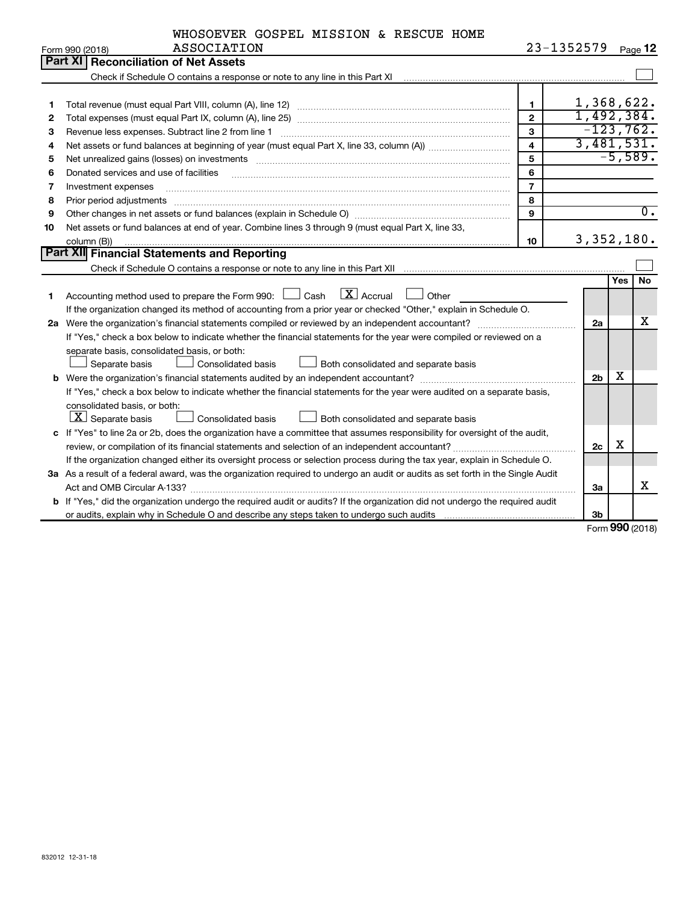WHOSOEVER GOSPEL MISSION & RESCUE HOME ASSOCIATION 23-1352579

Form 990 (2018)

## Part XI Reconciliation of Net Assets

Check if Schedule O contains a response or note to any line in this Part XI

| | | | |
|---|---|---|---|
| 1 | Total revenue (must equal Part VIII, column (A), line 12) | 1 | 1,368,622. |
| 2 | Total expenses (must equal Part IX, column (A), line 25) | 2 | 1,492,384. |
| 3 | Revenue less expenses. Subtract line 2 from line 1 | 3 | -123,762. |
| 4 | Net assets or fund balances at beginning of year (must equal Part X, line 33, column (A)) | 4 | 3,481,531. |
| 5 | Net unrealized gains (losses) on investments | 5 | -5,589. |
| 6 | Donated services and use of facilities | 6 | |
| 7 | Investment expenses | 7 | |
| 8 | Prior period adjustments | 8 | |
| 9 | Other changes in net assets or fund balances (explain in Schedule O) | 9 | 0. |
| 10 | Net assets or fund balances at end of year. Combine lines 3 through 9 (must equal Part X, line 33, column (B)) | 10 | 3,352,180. |

## Part XII Financial Statements and Reporting

Check if Schedule O contains a response or note to any line in this Part XII

| | | | Yes | No |
|---|---|---|---|---|
| 1 | Accounting method used to prepare the Form 990: ☐ Cash ☒ Accrual ☐ Other<br>If the organization changed its method of accounting from a prior year or checked "Other," explain in Schedule O. | | | |
| 2a | Were the organization's financial statements compiled or reviewed by an independent accountant?<br>If "Yes," check a box below to indicate whether the financial statements for the year were compiled or reviewed on a separate basis, consolidated basis, or both:<br>☐ Separate basis ☐ Consolidated basis ☐ Both consolidated and separate basis | 2a | | X |
| b | Were the organization's financial statements audited by an independent accountant?<br>If "Yes," check a box below to indicate whether the financial statements for the year were audited on a separate basis, consolidated basis, or both:<br>☒ Separate basis ☐ Consolidated basis ☐ Both consolidated and separate basis | 2b | X | |
| c | If "Yes" to line 2a or 2b, does the organization have a committee that assumes responsibility for oversight of the audit, review, or compilation of its financial statements and selection of an independent accountant?<br>If the organization changed either its oversight process or selection process during the tax year, explain in Schedule O. | 2c | X | |
| 3a | As a result of a federal award, was the organization required to undergo an audit or audits as set forth in the Single Audit Act and OMB Circular A-133? | 3a | | X |
| b | If "Yes," did the organization undergo the required audit or audits? If the organization did not undergo the required audit or audits, explain why in Schedule O and describe any steps taken to undergo such audits | 3b | | |

Form 990 (2018)

832012 12-31-18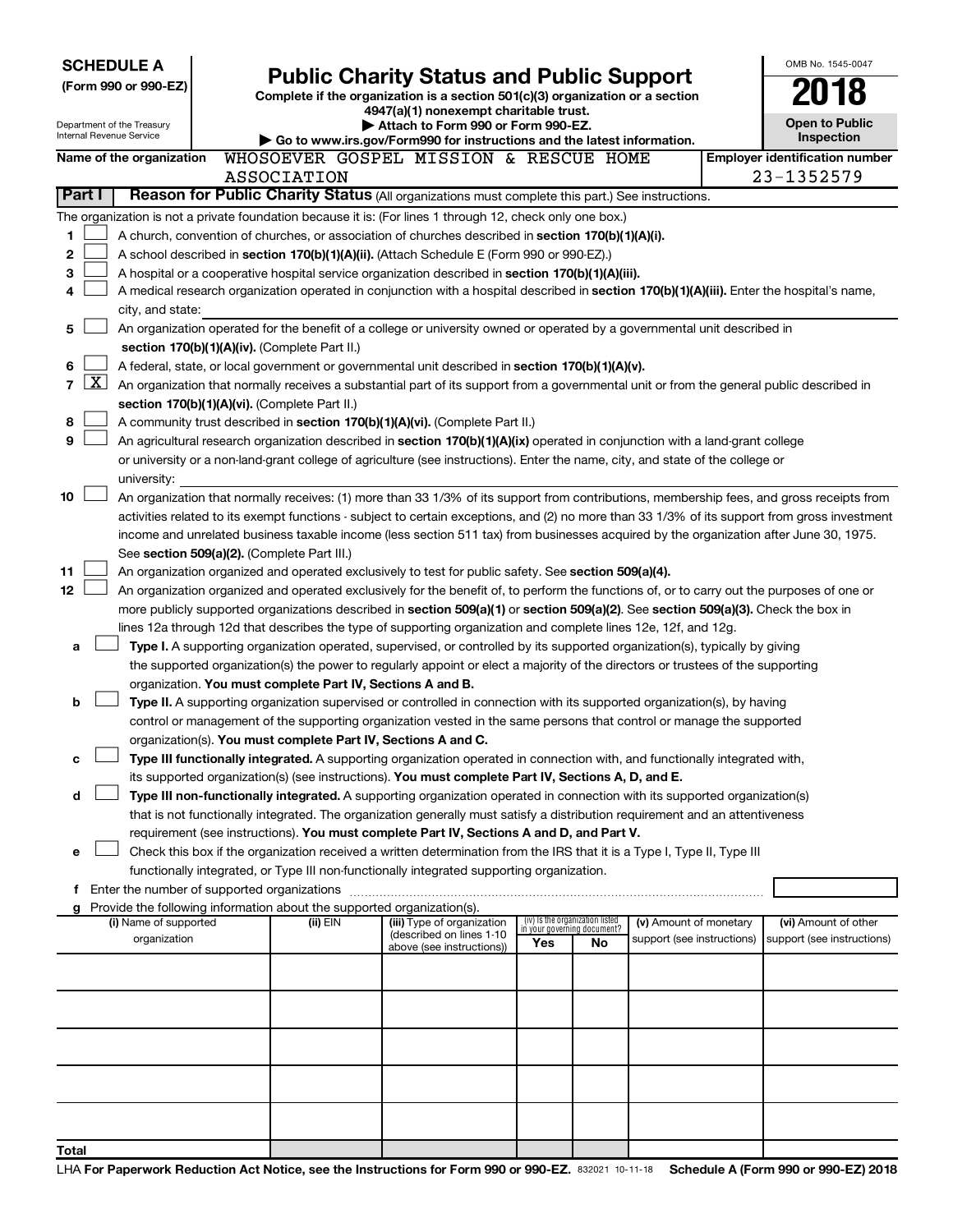**SCHEDULE A**
**(Form 990 or 990-EZ)**

Department of the Treasury
Internal Revenue Service

# Public Charity Status and Public Support

**Complete if the organization is a section 501(c)(3) organization or a section 4947(a)(1) nonexempt charitable trust.**
**▶ Attach to Form 990 or Form 990-EZ.**
**▶ Go to www.irs.gov/Form990 for instructions and the latest information.**

OMB No. 1545-0047
**2018**
**Open to Public Inspection**

**Name of the organization** WHOSOEVER GOSPEL MISSION & RESCUE HOME ASSOCIATION

**Employer identification number** 23-1352579

## Part I — Reason for Public Charity Status (All organizations must complete this part.) See instructions.

The organization is not a private foundation because it is: (For lines 1 through 12, check only one box.)

1. ☐ A church, convention of churches, or association of churches described in **section 170(b)(1)(A)(i).**
2. ☐ A school described in **section 170(b)(1)(A)(ii).** (Attach Schedule E (Form 990 or 990-EZ).)
3. ☐ A hospital or a cooperative hospital service organization described in **section 170(b)(1)(A)(iii).**
4. ☐ A medical research organization operated in conjunction with a hospital described in **section 170(b)(1)(A)(iii).** Enter the hospital's name, city, and state:
5. ☐ An organization operated for the benefit of a college or university owned or operated by a governmental unit described in **section 170(b)(1)(A)(iv).** (Complete Part II.)
6. ☐ A federal, state, or local government or governmental unit described in **section 170(b)(1)(A)(v).**
7. ☒ An organization that normally receives a substantial part of its support from a governmental unit or from the general public described in **section 170(b)(1)(A)(vi).** (Complete Part II.)
8. ☐ A community trust described in **section 170(b)(1)(A)(vi).** (Complete Part II.)
9. ☐ An agricultural research organization described in **section 170(b)(1)(A)(ix)** operated in conjunction with a land-grant college or university or a non-land-grant college of agriculture (see instructions). Enter the name, city, and state of the college or university:
10. ☐ An organization that normally receives: (1) more than 33 1/3% of its support from contributions, membership fees, and gross receipts from activities related to its exempt functions - subject to certain exceptions, and (2) no more than 33 1/3% of its support from gross investment income and unrelated business taxable income (less section 511 tax) from businesses acquired by the organization after June 30, 1975. See **section 509(a)(2).** (Complete Part III.)
11. ☐ An organization organized and operated exclusively to test for public safety. See **section 509(a)(4).**
12. ☐ An organization organized and operated exclusively for the benefit of, to perform the functions of, or to carry out the purposes of one or more publicly supported organizations described in **section 509(a)(1)** or **section 509(a)(2).** See **section 509(a)(3).** Check the box in lines 12a through 12d that describes the type of supporting organization and complete lines 12e, 12f, and 12g.
   - **a** ☐ **Type I.** A supporting organization operated, supervised, or controlled by its supported organization(s), typically by giving the supported organization(s) the power to regularly appoint or elect a majority of the directors or trustees of the supporting organization. **You must complete Part IV, Sections A and B.**
   - **b** ☐ **Type II.** A supporting organization supervised or controlled in connection with its supported organization(s), by having control or management of the supporting organization vested in the same persons that control or manage the supported organization(s). **You must complete Part IV, Sections A and C.**
   - **c** ☐ **Type III functionally integrated.** A supporting organization operated in connection with, and functionally integrated with, its supported organization(s) (see instructions). **You must complete Part IV, Sections A, D, and E.**
   - **d** ☐ **Type III non-functionally integrated.** A supporting organization operated in connection with its supported organization(s) that is not functionally integrated. The organization generally must satisfy a distribution requirement and an attentiveness requirement (see instructions). **You must complete Part IV, Sections A and D, and Part V.**
   - **e** ☐ Check this box if the organization received a written determination from the IRS that it is a Type I, Type II, Type III functionally integrated, or Type III non-functionally integrated supporting organization.
   - **f** Enter the number of supported organizations
   - **g** Provide the following information about the supported organization(s).

| (i) Name of supported organization | (ii) EIN | (iii) Type of organization (described on lines 1-10 above (see instructions)) | (iv) Is the organization listed in your governing document? Yes | No | (v) Amount of monetary support (see instructions) | (vi) Amount of other support (see instructions) |
|---|---|---|---|---|---|---|
| | | | | | | |
| | | | | | | |
| | | | | | | |
| | | | | | | |
| | | | | | | |
| **Total** | | | | | | |

LHA **For Paperwork Reduction Act Notice, see the Instructions for Form 990 or 990-EZ.** 832021 10-11-18 **Schedule A (Form 990 or 990-EZ) 2018**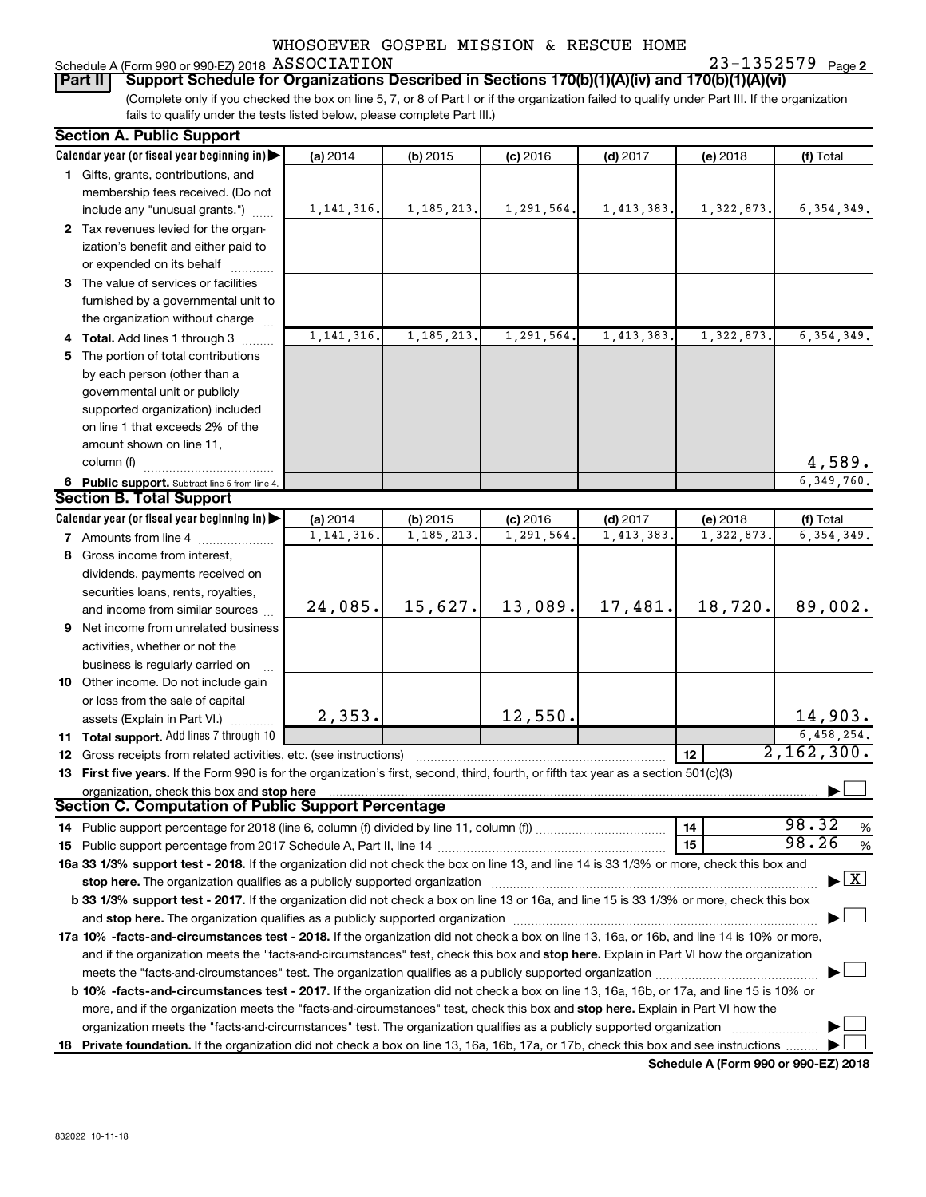WHOSOEVER GOSPEL MISSION & RESCUE HOME

Schedule A (Form 990 or 990-EZ) 2018 ASSOCIATION 23-1352579 Page 2

**Part II Support Schedule for Organizations Described in Sections 170(b)(1)(A)(iv) and 170(b)(1)(A)(vi)**

(Complete only if you checked the box on line 5, 7, or 8 of Part I or if the organization failed to qualify under Part III. If the organization fails to qualify under the tests listed below, please complete Part III.)

## Section A. Public Support

| Calendar year (or fiscal year beginning in) ▶ | (a) 2014 | (b) 2015 | (c) 2016 | (d) 2017 | (e) 2018 | (f) Total |
|---|---|---|---|---|---|---|
| 1 Gifts, grants, contributions, and membership fees received. (Do not include any "unusual grants.") | 1,141,316. | 1,185,213. | 1,291,564. | 1,413,383. | 1,322,873. | 6,354,349. |
| 2 Tax revenues levied for the organization's benefit and either paid to or expended on its behalf | | | | | | |
| 3 The value of services or facilities furnished by a governmental unit to the organization without charge | | | | | | |
| 4 Total. Add lines 1 through 3 | 1,141,316. | 1,185,213. | 1,291,564. | 1,413,383. | 1,322,873. | 6,354,349. |
| 5 The portion of total contributions by each person (other than a governmental unit or publicly supported organization) included on line 1 that exceeds 2% of the amount shown on line 11, column (f) | | | | | | 4,589. |
| 6 Public support. Subtract line 5 from line 4. | | | | | | 6,349,760. |

## Section B. Total Support

| Calendar year (or fiscal year beginning in) ▶ | (a) 2014 | (b) 2015 | (c) 2016 | (d) 2017 | (e) 2018 | (f) Total |
|---|---|---|---|---|---|---|
| 7 Amounts from line 4 | 1,141,316. | 1,185,213. | 1,291,564. | 1,413,383. | 1,322,873. | 6,354,349. |
| 8 Gross income from interest, dividends, payments received on securities loans, rents, royalties, and income from similar sources | 24,085. | 15,627. | 13,089. | 17,481. | 18,720. | 89,002. |
| 9 Net income from unrelated business activities, whether or not the business is regularly carried on | | | | | | |
| 10 Other income. Do not include gain or loss from the sale of capital assets (Explain in Part VI.) | 2,353. | | 12,550. | | | 14,903. |
| 11 Total support. Add lines 7 through 10 | | | | | | 6,458,254. |
| 12 Gross receipts from related activities, etc. (see instructions) | | | | | 12 | 2,162,300. |

13 **First five years.** If the Form 990 is for the organization's first, second, third, fourth, or fifth tax year as a section 501(c)(3) organization, check this box and **stop here** ▶ ☐

## Section C. Computation of Public Support Percentage

| | | |
|---|---|---|
| 14 Public support percentage for 2018 (line 6, column (f) divided by line 11, column (f)) | 14 | 98.32 % |
| 15 Public support percentage from 2017 Schedule A, Part II, line 14 | 15 | 98.26 % |

**16a 33 1/3% support test - 2018.** If the organization did not check the box on line 13, and line 14 is 33 1/3% or more, check this box and **stop here.** The organization qualifies as a publicly supported organization ▶ ☒

**b 33 1/3% support test - 2017.** If the organization did not check a box on line 13 or 16a, and line 15 is 33 1/3% or more, check this box and **stop here.** The organization qualifies as a publicly supported organization ▶ ☐

**17a 10% -facts-and-circumstances test - 2018.** If the organization did not check a box on line 13, 16a, or 16b, and line 14 is 10% or more, and if the organization meets the "facts-and-circumstances" test, check this box and **stop here.** Explain in Part VI how the organization meets the "facts-and-circumstances" test. The organization qualifies as a publicly supported organization ▶ ☐

**b 10% -facts-and-circumstances test - 2017.** If the organization did not check a box on line 13, 16a, 16b, or 17a, and line 15 is 10% or more, and if the organization meets the "facts-and-circumstances" test, check this box and **stop here.** Explain in Part VI how the organization meets the "facts-and-circumstances" test. The organization qualifies as a publicly supported organization ▶ ☐

**18 Private foundation.** If the organization did not check a box on line 13, 16a, 16b, 17a, or 17b, check this box and see instructions ▶ ☐

**Schedule A (Form 990 or 990-EZ) 2018**

832022 10-11-18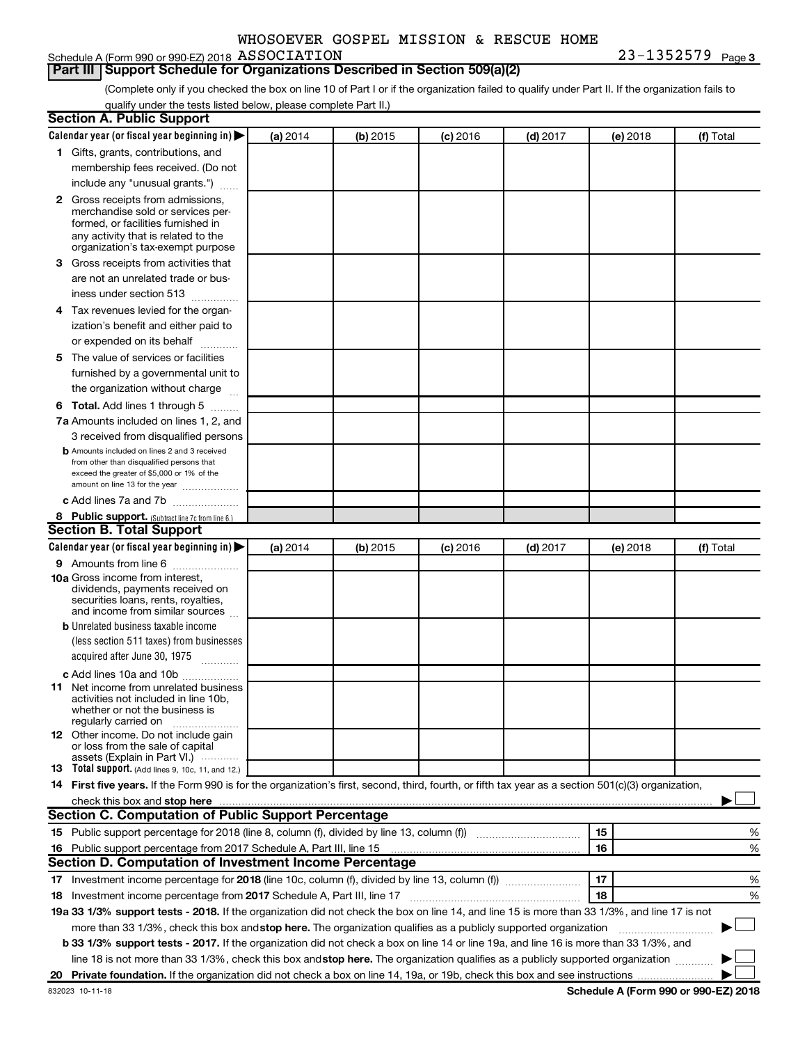WHOSOEVER GOSPEL MISSION & RESCUE HOME

Schedule A (Form 990 or 990-EZ) 2018 ASSOCIATION 23-1352579 Page 3

**Part III | Support Schedule for Organizations Described in Section 509(a)(2)**

(Complete only if you checked the box on line 10 of Part I or if the organization failed to qualify under Part II. If the organization fails to qualify under the tests listed below, please complete Part II.)

**Section A. Public Support**

| Calendar year (or fiscal year beginning in) ▶ | (a) 2014 | (b) 2015 | (c) 2016 | (d) 2017 | (e) 2018 | (f) Total |
|---|---|---|---|---|---|---|
| **1** Gifts, grants, contributions, and membership fees received. (Do not include any "unusual grants.") | | | | | | |
| **2** Gross receipts from admissions, merchandise sold or services performed, or facilities furnished in any activity that is related to the organization's tax-exempt purpose | | | | | | |
| **3** Gross receipts from activities that are not an unrelated trade or business under section 513 | | | | | | |
| **4** Tax revenues levied for the organization's benefit and either paid to or expended on its behalf | | | | | | |
| **5** The value of services or facilities furnished by a governmental unit to the organization without charge | | | | | | |
| **6 Total.** Add lines 1 through 5 | | | | | | |
| **7a** Amounts included on lines 1, 2, and 3 received from disqualified persons | | | | | | |
| **b** Amounts included on lines 2 and 3 received from other than disqualified persons that exceed the greater of $5,000 or 1% of the amount on line 13 for the year | | | | | | |
| **c** Add lines 7a and 7b | | | | | | |
| **8 Public support.** (Subtract line 7c from line 6.) | | | | | | |

**Section B. Total Support**

| Calendar year (or fiscal year beginning in) ▶ | (a) 2014 | (b) 2015 | (c) 2016 | (d) 2017 | (e) 2018 | (f) Total |
|---|---|---|---|---|---|---|
| **9** Amounts from line 6 | | | | | | |
| **10a** Gross income from interest, dividends, payments received on securities loans, rents, royalties, and income from similar sources | | | | | | |
| **b** Unrelated business taxable income (less section 511 taxes) from businesses acquired after June 30, 1975 | | | | | | |
| **c** Add lines 10a and 10b | | | | | | |
| **11** Net income from unrelated business activities not included in line 10b, whether or not the business is regularly carried on | | | | | | |
| **12** Other income. Do not include gain or loss from the sale of capital assets (Explain in Part VI.) | | | | | | |
| **13 Total support.** (Add lines 9, 10c, 11, and 12.) | | | | | | |

**14 First five years.** If the Form 990 is for the organization's first, second, third, fourth, or fifth tax year as a section 501(c)(3) organization, check this box and **stop here** ▶ ☐

**Section C. Computation of Public Support Percentage**

| | | |
|---|---|---|
| **15** Public support percentage for 2018 (line 8, column (f), divided by line 13, column (f)) | 15 | % |
| **16** Public support percentage from 2017 Schedule A, Part III, line 15 | 16 | % |

**Section D. Computation of Investment Income Percentage**

| | | |
|---|---|---|
| **17** Investment income percentage for **2018** (line 10c, column (f), divided by line 13, column (f)) | 17 | % |
| **18** Investment income percentage from **2017** Schedule A, Part III, line 17 | 18 | % |

**19a 33 1/3% support tests - 2018.** If the organization did not check the box on line 14, and line 15 is more than 33 1/3%, and line 17 is not more than 33 1/3%, check this box and **stop here.** The organization qualifies as a publicly supported organization ▶ ☐

**b 33 1/3% support tests - 2017.** If the organization did not check a box on line 14 or line 19a, and line 16 is more than 33 1/3%, and line 18 is not more than 33 1/3%, check this box and **stop here.** The organization qualifies as a publicly supported organization ▶ ☐

**20 Private foundation.** If the organization did not check a box on line 14, 19a, or 19b, check this box and see instructions ▶ ☐

832023 10-11-18

**Schedule A (Form 990 or 990-EZ) 2018**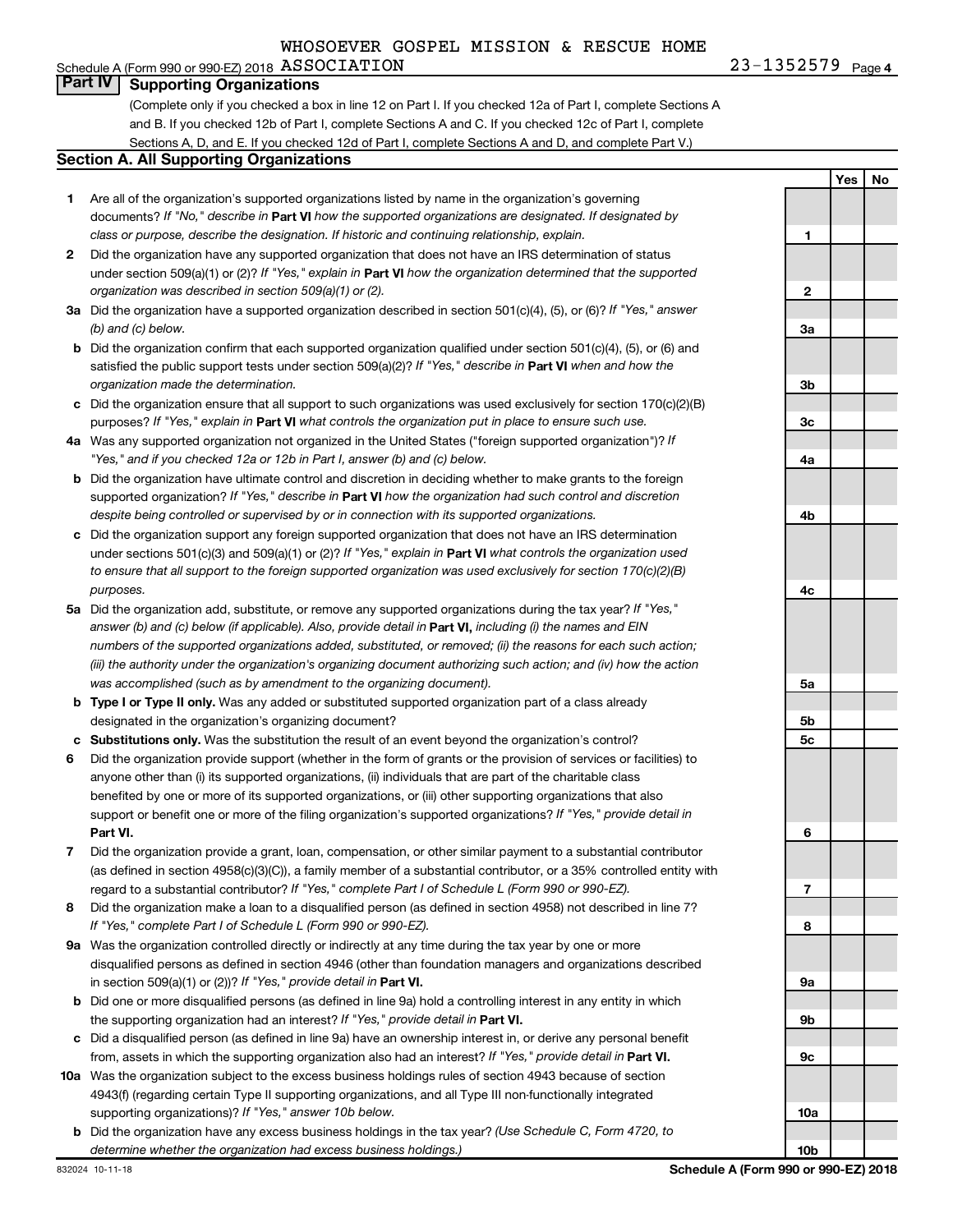WHOSOEVER GOSPEL MISSION & RESCUE HOME ASSOCIATION 23-1352579

## Part IV Supporting Organizations

(Complete only if you checked a box in line 12 on Part I. If you checked 12a of Part I, complete Sections A and B. If you checked 12b of Part I, complete Sections A and C. If you checked 12c of Part I, complete Sections A, D, and E. If you checked 12d of Part I, complete Sections A and D, and complete Part V.)

### Section A. All Supporting Organizations

| | | | Yes | No |
|---|---|---|---|---|
| **1** | Are all of the organization's supported organizations listed by name in the organization's governing documents? *If "No," describe in* **Part VI** *how the supported organizations are designated. If designated by class or purpose, describe the designation. If historic and continuing relationship, explain.* | 1 | | |
| **2** | Did the organization have any supported organization that does not have an IRS determination of status under section 509(a)(1) or (2)? *If "Yes," explain in* **Part VI** *how the organization determined that the supported organization was described in section 509(a)(1) or (2).* | 2 | | |
| **3a** | Did the organization have a supported organization described in section 501(c)(4), (5), or (6)? *If "Yes," answer (b) and (c) below.* | 3a | | |
| **b** | Did the organization confirm that each supported organization qualified under section 501(c)(4), (5), or (6) and satisfied the public support tests under section 509(a)(2)? *If "Yes," describe in* **Part VI** *when and how the organization made the determination.* | 3b | | |
| **c** | Did the organization ensure that all support to such organizations was used exclusively for section 170(c)(2)(B) purposes? *If "Yes," explain in* **Part VI** *what controls the organization put in place to ensure such use.* | 3c | | |
| **4a** | Was any supported organization not organized in the United States ("foreign supported organization")? *If "Yes," and if you checked 12a or 12b in Part I, answer (b) and (c) below.* | 4a | | |
| **b** | Did the organization have ultimate control and discretion in deciding whether to make grants to the foreign supported organization? *If "Yes," describe in* **Part VI** *how the organization had such control and discretion despite being controlled or supervised by or in connection with its supported organizations.* | 4b | | |
| **c** | Did the organization support any foreign supported organization that does not have an IRS determination under sections 501(c)(3) and 509(a)(1) or (2)? *If "Yes," explain in* **Part VI** *what controls the organization used to ensure that all support to the foreign supported organization was used exclusively for section 170(c)(2)(B) purposes.* | 4c | | |
| **5a** | Did the organization add, substitute, or remove any supported organizations during the tax year? *If "Yes," answer (b) and (c) below (if applicable). Also, provide detail in* **Part VI,** *including (i) the names and EIN numbers of the supported organizations added, substituted, or removed; (ii) the reasons for each such action; (iii) the authority under the organization's organizing document authorizing such action; and (iv) how the action was accomplished (such as by amendment to the organizing document).* | 5a | | |
| **b** | **Type I or Type II only.** Was any added or substituted supported organization part of a class already designated in the organization's organizing document? | 5b | | |
| **c** | **Substitutions only.** Was the substitution the result of an event beyond the organization's control? | 5c | | |
| **6** | Did the organization provide support (whether in the form of grants or the provision of services or facilities) to anyone other than (i) its supported organizations, (ii) individuals that are part of the charitable class benefited by one or more of its supported organizations, or (iii) other supporting organizations that also support or benefit one or more of the filing organization's supported organizations? *If "Yes," provide detail in* **Part VI.** | 6 | | |
| **7** | Did the organization provide a grant, loan, compensation, or other similar payment to a substantial contributor (as defined in section 4958(c)(3)(C)), a family member of a substantial contributor, or a 35% controlled entity with regard to a substantial contributor? *If "Yes," complete Part I of Schedule L (Form 990 or 990-EZ).* | 7 | | |
| **8** | Did the organization make a loan to a disqualified person (as defined in section 4958) not described in line 7? *If "Yes," complete Part I of Schedule L (Form 990 or 990-EZ).* | 8 | | |
| **9a** | Was the organization controlled directly or indirectly at any time during the tax year by one or more disqualified persons as defined in section 4946 (other than foundation managers and organizations described in section 509(a)(1) or (2))? *If "Yes," provide detail in* **Part VI.** | 9a | | |
| **b** | Did one or more disqualified persons (as defined in line 9a) hold a controlling interest in any entity in which the supporting organization had an interest? *If "Yes," provide detail in* **Part VI.** | 9b | | |
| **c** | Did a disqualified person (as defined in line 9a) have an ownership interest in, or derive any personal benefit from, assets in which the supporting organization also had an interest? *If "Yes," provide detail in* **Part VI.** | 9c | | |
| **10a** | Was the organization subject to the excess business holdings rules of section 4943 because of section 4943(f) (regarding certain Type II supporting organizations, and all Type III non-functionally integrated supporting organizations)? *If "Yes," answer 10b below.* | 10a | | |
| **b** | Did the organization have any excess business holdings in the tax year? *(Use Schedule C, Form 4720, to determine whether the organization had excess business holdings.)* | 10b | | |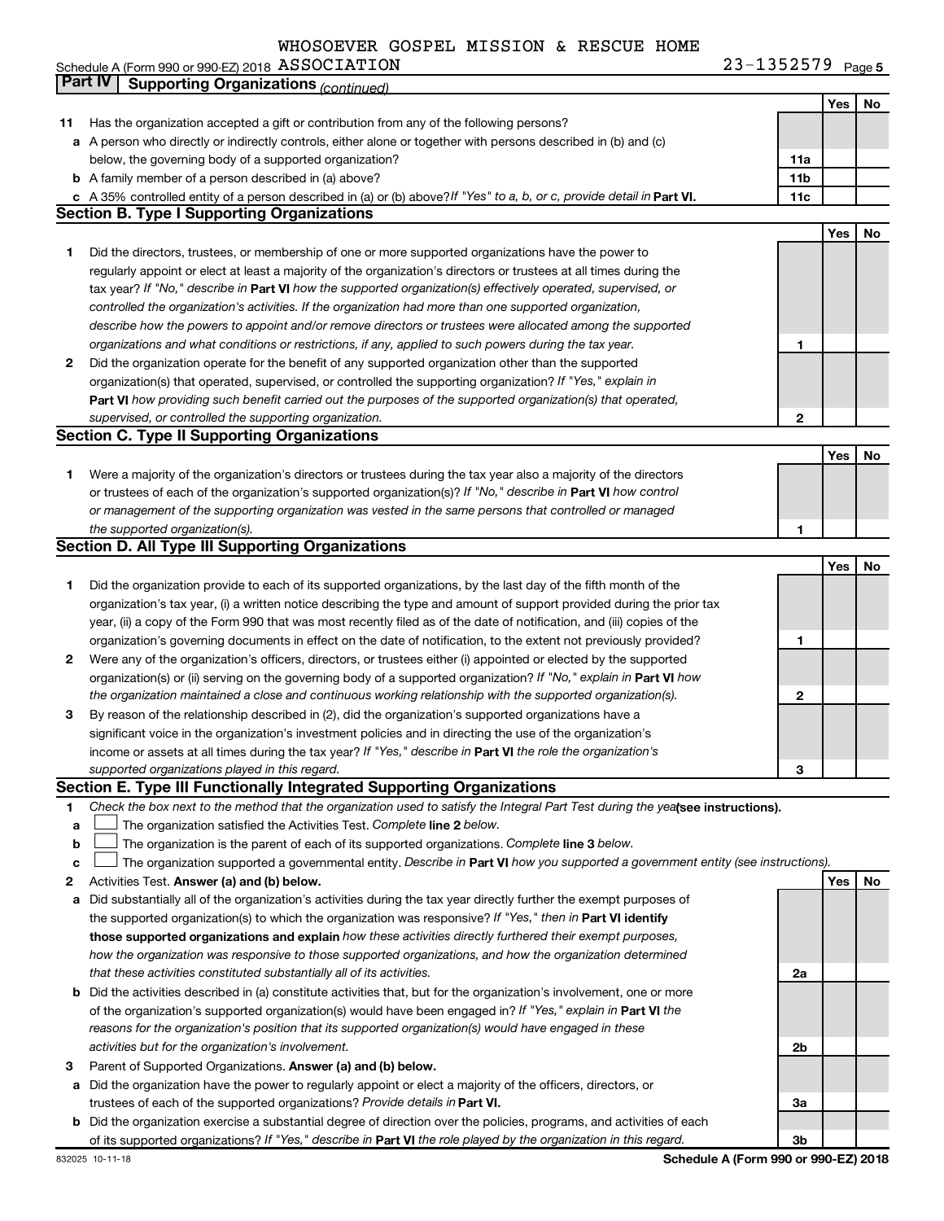WHOSOEVER GOSPEL MISSION & RESCUE HOME ASSOCIATION 23-1352579

Schedule A (Form 990 or 990-EZ) 2018

## Part IV Supporting Organizations *(continued)*

| | | | Yes | No |
|---|---|---|---|---|
| **11** | Has the organization accepted a gift or contribution from any of the following persons? | | | |
| **a** | A person who directly or indirectly controls, either alone or together with persons described in (b) and (c) below, the governing body of a supported organization? | **11a** | | |
| **b** | A family member of a person described in (a) above? | **11b** | | |
| **c** | A 35% controlled entity of a person described in (a) or (b) above? *If "Yes" to a, b, or c, provide detail in* **Part VI.** | **11c** | | |

### Section B. Type I Supporting Organizations

| | | | Yes | No |
|---|---|---|---|---|
| **1** | Did the directors, trustees, or membership of one or more supported organizations have the power to regularly appoint or elect at least a majority of the organization's directors or trustees at all times during the tax year? *If "No," describe in* **Part VI** *how the supported organization(s) effectively operated, supervised, or controlled the organization's activities. If the organization had more than one supported organization, describe how the powers to appoint and/or remove directors or trustees were allocated among the supported organizations and what conditions or restrictions, if any, applied to such powers during the tax year.* | **1** | | |
| **2** | Did the organization operate for the benefit of any supported organization other than the supported organization(s) that operated, supervised, or controlled the supporting organization? *If "Yes," explain in* **Part VI** *how providing such benefit carried out the purposes of the supported organization(s) that operated, supervised, or controlled the supporting organization.* | **2** | | |

### Section C. Type II Supporting Organizations

| | | | Yes | No |
|---|---|---|---|---|
| **1** | Were a majority of the organization's directors or trustees during the tax year also a majority of the directors or trustees of each of the organization's supported organization(s)? *If "No," describe in* **Part VI** *how control or management of the supporting organization was vested in the same persons that controlled or managed the supported organization(s).* | **1** | | |

### Section D. All Type III Supporting Organizations

| | | | Yes | No |
|---|---|---|---|---|
| **1** | Did the organization provide to each of its supported organizations, by the last day of the fifth month of the organization's tax year, (i) a written notice describing the type and amount of support provided during the prior tax year, (ii) a copy of the Form 990 that was most recently filed as of the date of notification, and (iii) copies of the organization's governing documents in effect on the date of notification, to the extent not previously provided? | **1** | | |
| **2** | Were any of the organization's officers, directors, or trustees either (i) appointed or elected by the supported organization(s) or (ii) serving on the governing body of a supported organization? *If "No," explain in* **Part VI** *how the organization maintained a close and continuous working relationship with the supported organization(s).* | **2** | | |
| **3** | By reason of the relationship described in (2), did the organization's supported organizations have a significant voice in the organization's investment policies and in directing the use of the organization's income or assets at all times during the tax year? *If "Yes," describe in* **Part VI** *the role the organization's supported organizations played in this regard.* | **3** | | |

### Section E. Type III Functionally Integrated Supporting Organizations

**1** *Check the box next to the method that the organization used to satisfy the Integral Part Test during the year* **(see instructions).**

- **a** ☐ The organization satisfied the Activities Test. *Complete* **line 2** *below.*
- **b** ☐ The organization is the parent of each of its supported organizations. *Complete* **line 3** *below.*
- **c** ☐ The organization supported a governmental entity. *Describe in* **Part VI** *how you supported a government entity (see instructions).*

| | | | Yes | No |
|---|---|---|---|---|
| **2** | Activities Test. **Answer (a) and (b) below.** | | | |
| **a** | Did substantially all of the organization's activities during the tax year directly further the exempt purposes of the supported organization(s) to which the organization was responsive? *If "Yes," then in* **Part VI identify those supported organizations and explain** *how these activities directly furthered their exempt purposes, how the organization was responsive to those supported organizations, and how the organization determined that these activities constituted substantially all of its activities.* | **2a** | | |
| **b** | Did the activities described in (a) constitute activities that, but for the organization's involvement, one or more of the organization's supported organization(s) would have been engaged in? *If "Yes," explain in* **Part VI** *the reasons for the organization's position that its supported organization(s) would have engaged in these activities but for the organization's involvement.* | **2b** | | |
| **3** | Parent of Supported Organizations. **Answer (a) and (b) below.** | | | |
| **a** | Did the organization have the power to regularly appoint or elect a majority of the officers, directors, or trustees of each of the supported organizations? *Provide details in* **Part VI.** | **3a** | | |
| **b** | Did the organization exercise a substantial degree of direction over the policies, programs, and activities of each of its supported organizations? *If "Yes," describe in* **Part VI** *the role played by the organization in this regard.* | **3b** | | |

832025 10-11-18 **Schedule A (Form 990 or 990-EZ) 2018**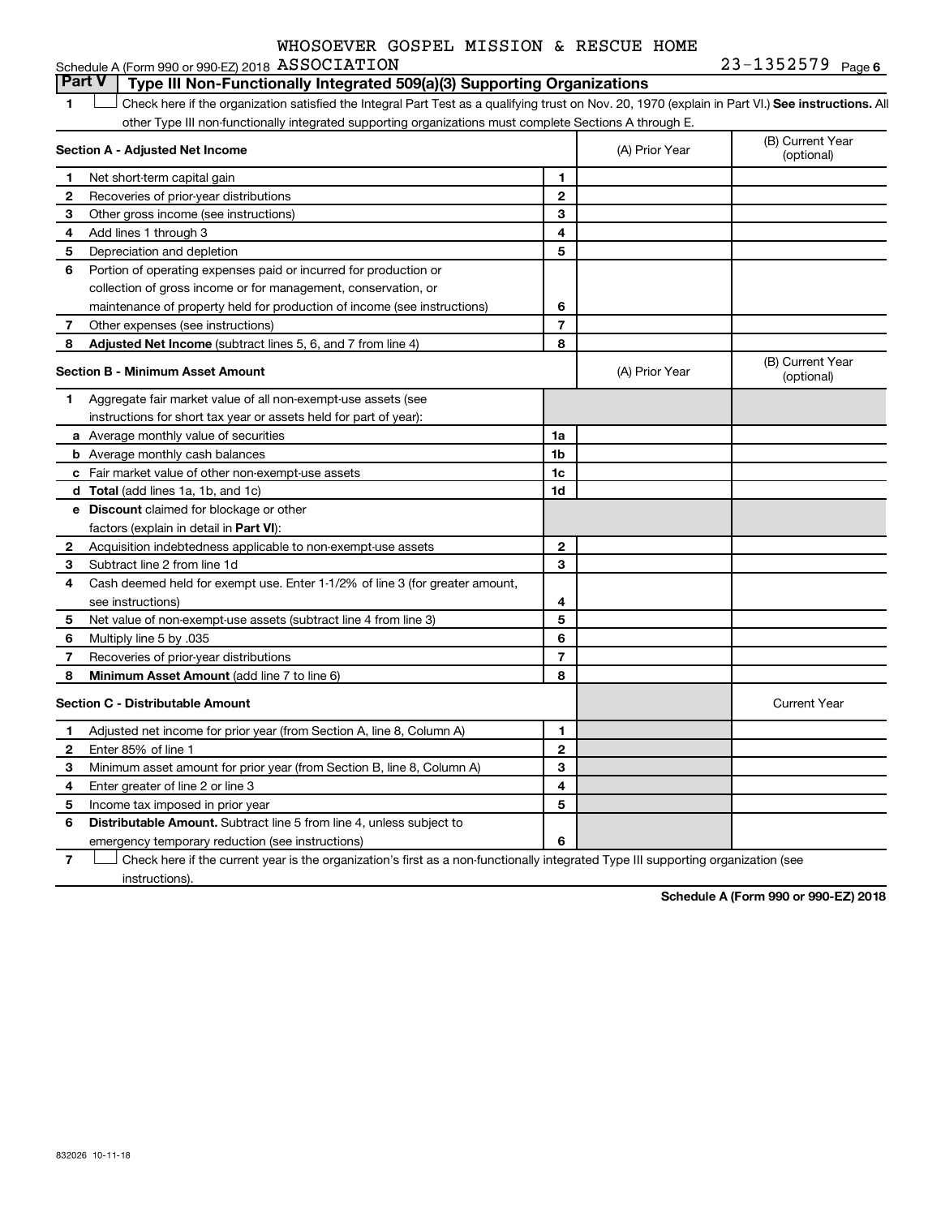WHOSOEVER GOSPEL MISSION & RESCUE HOME

Schedule A (Form 990 or 990-EZ) 2018 ASSOCIATION 23-1352579 Page 6

## Part V Type III Non-Functionally Integrated 509(a)(3) Supporting Organizations

1 ☐ Check here if the organization satisfied the Integral Part Test as a qualifying trust on Nov. 20, 1970 (explain in Part VI.) **See instructions.** All other Type III non-functionally integrated supporting organizations must complete Sections A through E.

| **Section A - Adjusted Net Income** | | | (A) Prior Year | (B) Current Year (optional) |
|---|---|---|---|---|
| 1 | Net short-term capital gain | 1 | | |
| 2 | Recoveries of prior-year distributions | 2 | | |
| 3 | Other gross income (see instructions) | 3 | | |
| 4 | Add lines 1 through 3 | 4 | | |
| 5 | Depreciation and depletion | 5 | | |
| 6 | Portion of operating expenses paid or incurred for production or collection of gross income or for management, conservation, or maintenance of property held for production of income (see instructions) | 6 | | |
| 7 | Other expenses (see instructions) | 7 | | |
| 8 | **Adjusted Net Income** (subtract lines 5, 6, and 7 from line 4) | 8 | | |

| **Section B - Minimum Asset Amount** | | | (A) Prior Year | (B) Current Year (optional) |
|---|---|---|---|---|
| 1 | Aggregate fair market value of all non-exempt-use assets (see instructions for short tax year or assets held for part of year): | | | |
| a | Average monthly value of securities | 1a | | |
| b | Average monthly cash balances | 1b | | |
| c | Fair market value of other non-exempt-use assets | 1c | | |
| d | **Total** (add lines 1a, 1b, and 1c) | 1d | | |
| e | **Discount** claimed for blockage or other factors (explain in detail in **Part VI**): | | | |
| 2 | Acquisition indebtedness applicable to non-exempt-use assets | 2 | | |
| 3 | Subtract line 2 from line 1d | 3 | | |
| 4 | Cash deemed held for exempt use. Enter 1-1/2% of line 3 (for greater amount, see instructions) | 4 | | |
| 5 | Net value of non-exempt-use assets (subtract line 4 from line 3) | 5 | | |
| 6 | Multiply line 5 by .035 | 6 | | |
| 7 | Recoveries of prior-year distributions | 7 | | |
| 8 | **Minimum Asset Amount** (add line 7 to line 6) | 8 | | |

| **Section C - Distributable Amount** | | | | Current Year |
|---|---|---|---|---|
| 1 | Adjusted net income for prior year (from Section A, line 8, Column A) | 1 | | |
| 2 | Enter 85% of line 1 | 2 | | |
| 3 | Minimum asset amount for prior year (from Section B, line 8, Column A) | 3 | | |
| 4 | Enter greater of line 2 or line 3 | 4 | | |
| 5 | Income tax imposed in prior year | 5 | | |
| 6 | **Distributable Amount.** Subtract line 5 from line 4, unless subject to emergency temporary reduction (see instructions) | 6 | | |

7 ☐ Check here if the current year is the organization's first as a non-functionally integrated Type III supporting organization (see instructions).

**Schedule A (Form 990 or 990-EZ) 2018**

832026 10-11-18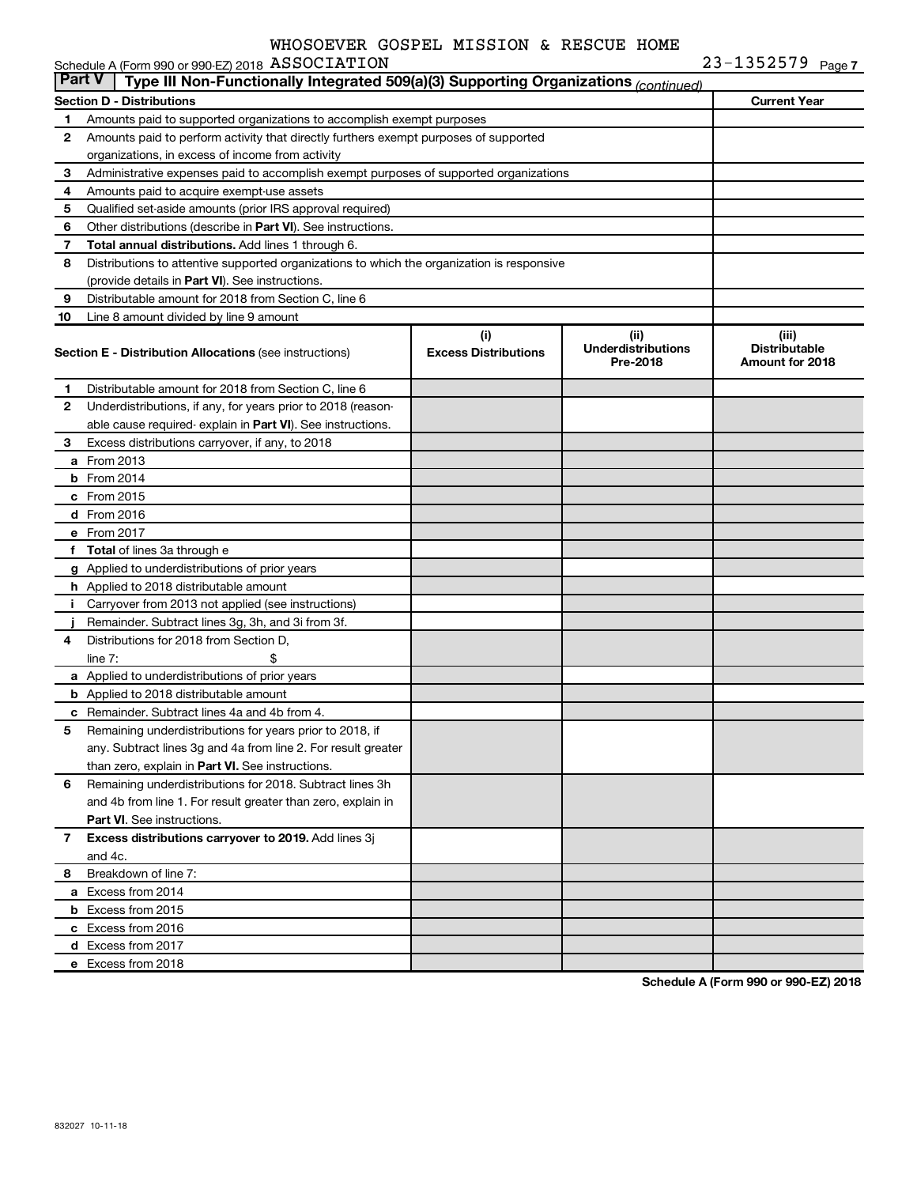WHOSOEVER GOSPEL MISSION & RESCUE HOME ASSOCIATION

Schedule A (Form 990 or 990-EZ) 2018 23-1352579 Page 7

**Part V | Type III Non-Functionally Integrated 509(a)(3) Supporting Organizations** *(continued)*

| **Section D - Distributions** | | **Current Year** |
|---|---|---|
| 1 | Amounts paid to supported organizations to accomplish exempt purposes | |
| 2 | Amounts paid to perform activity that directly furthers exempt purposes of supported organizations, in excess of income from activity | |
| 3 | Administrative expenses paid to accomplish exempt purposes of supported organizations | |
| 4 | Amounts paid to acquire exempt-use assets | |
| 5 | Qualified set-aside amounts (prior IRS approval required) | |
| 6 | Other distributions (describe in **Part VI**). See instructions. | |
| 7 | **Total annual distributions.** Add lines 1 through 6. | |
| 8 | Distributions to attentive supported organizations to which the organization is responsive (provide details in **Part VI**). See instructions. | |
| 9 | Distributable amount for 2018 from Section C, line 6 | |
| 10 | Line 8 amount divided by line 9 amount | |

| | **Section E - Distribution Allocations** (see instructions) | **(i) Excess Distributions** | **(ii) Underdistributions Pre-2018** | **(iii) Distributable Amount for 2018** |
|---|---|---|---|---|
| 1 | Distributable amount for 2018 from Section C, line 6 | | | |
| 2 | Underdistributions, if any, for years prior to 2018 (reasonable cause required- explain in **Part VI**). See instructions. | | | |
| 3 | Excess distributions carryover, if any, to 2018 | | | |
| a | From 2013 | | | |
| b | From 2014 | | | |
| c | From 2015 | | | |
| d | From 2016 | | | |
| e | From 2017 | | | |
| f | **Total** of lines 3a through e | | | |
| g | Applied to underdistributions of prior years | | | |
| h | Applied to 2018 distributable amount | | | |
| i | Carryover from 2013 not applied (see instructions) | | | |
| j | Remainder. Subtract lines 3g, 3h, and 3i from 3f. | | | |
| 4 | Distributions for 2018 from Section D, line 7: $ | | | |
| a | Applied to underdistributions of prior years | | | |
| b | Applied to 2018 distributable amount | | | |
| c | Remainder. Subtract lines 4a and 4b from 4. | | | |
| 5 | Remaining underdistributions for years prior to 2018, if any. Subtract lines 3g and 4a from line 2. For result greater than zero, explain in **Part VI.** See instructions. | | | |
| 6 | Remaining underdistributions for 2018. Subtract lines 3h and 4b from line 1. For result greater than zero, explain in **Part VI**. See instructions. | | | |
| 7 | **Excess distributions carryover to 2019.** Add lines 3j and 4c. | | | |
| 8 | Breakdown of line 7: | | | |
| a | Excess from 2014 | | | |
| b | Excess from 2015 | | | |
| c | Excess from 2016 | | | |
| d | Excess from 2017 | | | |
| e | Excess from 2018 | | | |

**Schedule A (Form 990 or 990-EZ) 2018**

832027 10-11-18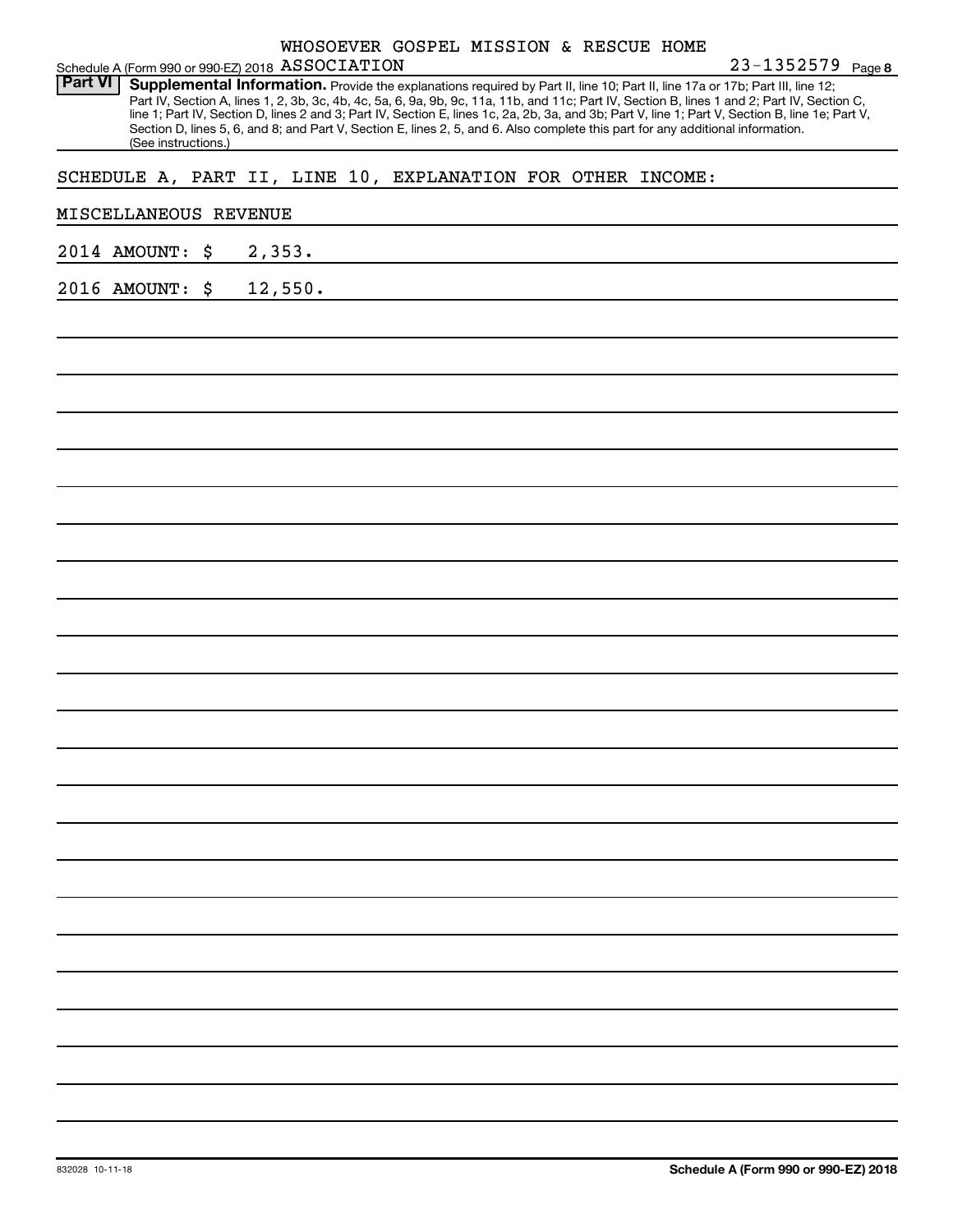WHOSOEVER GOSPEL MISSION & RESCUE HOME ASSOCIATION 23-1352579

**Part VI** **Supplemental Information.** Provide the explanations required by Part II, line 10; Part II, line 17a or 17b; Part III, line 12; Part IV, Section A, lines 1, 2, 3b, 3c, 4b, 4c, 5a, 6, 9a, 9b, 9c, 11a, 11b, and 11c; Part IV, Section B, lines 1 and 2; Part IV, Section C, line 1; Part IV, Section D, lines 2 and 3; Part IV, Section E, lines 1c, 2a, 2b, 3a, and 3b; Part V, line 1; Part V, Section B, line 1e; Part V, Section D, lines 5, 6, and 8; and Part V, Section E, lines 2, 5, and 6. Also complete this part for any additional information. (See instructions.)

SCHEDULE A, PART II, LINE 10, EXPLANATION FOR OTHER INCOME:

MISCELLANEOUS REVENUE

2014 AMOUNT: $ 2,353.

2016 AMOUNT: $ 12,550.

832028 10-11-18

**Schedule A (Form 990 or 990-EZ) 2018**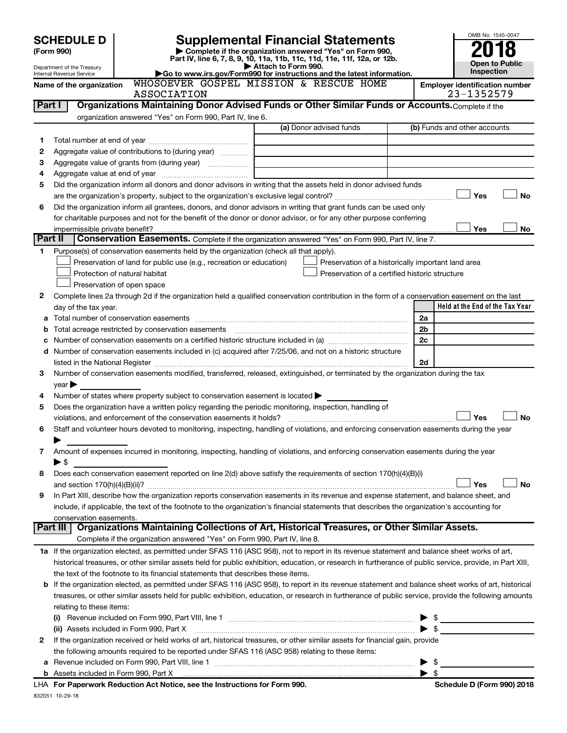**SCHEDULE D (Form 990)**

Department of the Treasury
Internal Revenue Service

# Supplemental Financial Statements

▶ Complete if the organization answered "Yes" on Form 990, Part IV, line 6, 7, 8, 9, 10, 11a, 11b, 11c, 11d, 11e, 11f, 12a, or 12b.
▶ Attach to Form 990.
▶Go to www.irs.gov/Form990 for instructions and the latest information.

OMB No. 1545-0047

**2018**

**Open to Public Inspection**

Name of the organization: WHOSOEVER GOSPEL MISSION & RESCUE HOME ASSOCIATION

Employer identification number: 23-1352579

## Part I Organizations Maintaining Donor Advised Funds or Other Similar Funds or Accounts.

Complete if the organization answered "Yes" on Form 990, Part IV, line 6.

| | | (a) Donor advised funds | (b) Funds and other accounts |
|---|---|---|---|
| 1 | Total number at end of year | | |
| 2 | Aggregate value of contributions to (during year) | | |
| 3 | Aggregate value of grants from (during year) | | |
| 4 | Aggregate value at end of year | | |

5 Did the organization inform all donors and donor advisors in writing that the assets held in donor advised funds are the organization's property, subject to the organization's exclusive legal control? ☐ Yes ☐ No

6 Did the organization inform all grantees, donors, and donor advisors in writing that grant funds can be used only for charitable purposes and not for the benefit of the donor or donor advisor, or for any other purpose conferring impermissible private benefit? ☐ Yes ☐ No

## Part II Conservation Easements.

Complete if the organization answered "Yes" on Form 990, Part IV, line 7.

1 Purpose(s) of conservation easements held by the organization (check all that apply).

- ☐ Preservation of land for public use (e.g., recreation or education)
- ☐ Protection of natural habitat
- ☐ Preservation of open space
- ☐ Preservation of a historically important land area
- ☐ Preservation of a certified historic structure

2 Complete lines 2a through 2d if the organization held a qualified conservation contribution in the form of a conservation easement on the last day of the tax year.

| | | | Held at the End of the Tax Year |
|---|---|---|---|
| a | Total number of conservation easements | 2a | |
| b | Total acreage restricted by conservation easements | 2b | |
| c | Number of conservation easements on a certified historic structure included in (a) | 2c | |
| d | Number of conservation easements included in (c) acquired after 7/25/06, and not on a historic structure listed in the National Register | 2d | |

3 Number of conservation easements modified, transferred, released, extinguished, or terminated by the organization during the tax year ▶

4 Number of states where property subject to conservation easement is located ▶

5 Does the organization have a written policy regarding the periodic monitoring, inspection, handling of violations, and enforcement of the conservation easements it holds? ☐ Yes ☐ No

6 Staff and volunteer hours devoted to monitoring, inspecting, handling of violations, and enforcing conservation easements during the year ▶

7 Amount of expenses incurred in monitoring, inspecting, handling of violations, and enforcing conservation easements during the year ▶ $

8 Does each conservation easement reported on line 2(d) above satisfy the requirements of section 170(h)(4)(B)(i) and section 170(h)(4)(B)(ii)? ☐ Yes ☐ No

9 In Part XIII, describe how the organization reports conservation easements in its revenue and expense statement, and balance sheet, and include, if applicable, the text of the footnote to the organization's financial statements that describes the organization's accounting for conservation easements.

## Part III Organizations Maintaining Collections of Art, Historical Treasures, or Other Similar Assets.

Complete if the organization answered "Yes" on Form 990, Part IV, line 8.

1a If the organization elected, as permitted under SFAS 116 (ASC 958), not to report in its revenue statement and balance sheet works of art, historical treasures, or other similar assets held for public exhibition, education, or research in furtherance of public service, provide, in Part XIII, the text of the footnote to its financial statements that describes these items.

b If the organization elected, as permitted under SFAS 116 (ASC 958), to report in its revenue statement and balance sheet works of art, historical treasures, or other similar assets held for public exhibition, education, or research in furtherance of public service, provide the following amounts relating to these items:

(i) Revenue included on Form 990, Part VIII, line 1 ▶ $

(ii) Assets included in Form 990, Part X ▶ $

2 If the organization received or held works of art, historical treasures, or other similar assets for financial gain, provide the following amounts required to be reported under SFAS 116 (ASC 958) relating to these items:

a Revenue included on Form 990, Part VIII, line 1 ▶ $

b Assets included in Form 990, Part X ▶ $

LHA For Paperwork Reduction Act Notice, see the Instructions for Form 990. Schedule D (Form 990) 2018

832051 10-29-18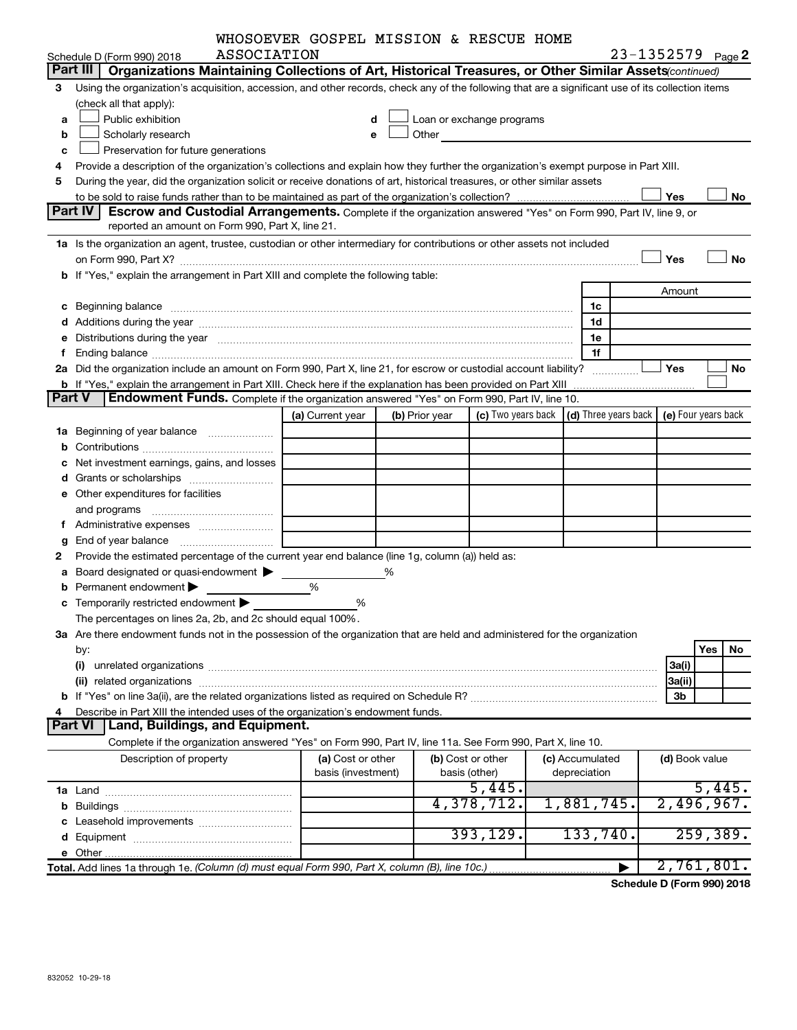WHOSOEVER GOSPEL MISSION & RESCUE HOME ASSOCIATION 23-1352579

Schedule D (Form 990) 2018

## Part III Organizations Maintaining Collections of Art, Historical Treasures, or Other Similar Assets *(continued)*

**3** Using the organization's acquisition, accession, and other records, check any of the following that are a significant use of its collection items (check all that apply):

- **a** ☐ Public exhibition
- **b** ☐ Scholarly research
- **c** ☐ Preservation for future generations
- **d** ☐ Loan or exchange programs
- **e** ☐ Other

**4** Provide a description of the organization's collections and explain how they further the organization's exempt purpose in Part XIII.

**5** During the year, did the organization solicit or receive donations of art, historical treasures, or other similar assets to be sold to raise funds rather than to be maintained as part of the organization's collection? ☐ Yes ☐ No

## Part IV Escrow and Custodial Arrangements.

Complete if the organization answered "Yes" on Form 990, Part IV, line 9, or reported an amount on Form 990, Part X, line 21.

**1a** Is the organization an agent, trustee, custodian or other intermediary for contributions or other assets not included on Form 990, Part X? ☐ Yes ☐ No

**b** If "Yes," explain the arrangement in Part XIII and complete the following table:

| | | Amount |
|---|---|---|
| **c** Beginning balance | 1c | |
| **d** Additions during the year | 1d | |
| **e** Distributions during the year | 1e | |
| **f** Ending balance | 1f | |

**2a** Did the organization include an amount on Form 990, Part X, line 21, for escrow or custodial account liability? ☐ Yes ☐ No

**b** If "Yes," explain the arrangement in Part XIII. Check here if the explanation has been provided on Part XIII ☐

## Part V Endowment Funds.

Complete if the organization answered "Yes" on Form 990, Part IV, line 10.

| | (a) Current year | (b) Prior year | (c) Two years back | (d) Three years back | (e) Four years back |
|---|---|---|---|---|---|
| **1a** Beginning of year balance | | | | | |
| **b** Contributions | | | | | |
| **c** Net investment earnings, gains, and losses | | | | | |
| **d** Grants or scholarships | | | | | |
| **e** Other expenditures for facilities and programs | | | | | |
| **f** Administrative expenses | | | | | |
| **g** End of year balance | | | | | |

**2** Provide the estimated percentage of the current year end balance (line 1g, column (a)) held as:

- **a** Board designated or quasi-endowment ▶ ______ %
- **b** Permanent endowment ▶ ______ %
- **c** Temporarily restricted endowment ▶ ______ %

The percentages on lines 2a, 2b, and 2c should equal 100%.

**3a** Are there endowment funds not in the possession of the organization that are held and administered for the organization by:

| | | Yes | No |
|---|---|---|---|
| **(i)** unrelated organizations | 3a(i) | | |
| **(ii)** related organizations | 3a(ii) | | |
| **b** If "Yes" on line 3a(ii), are the related organizations listed as required on Schedule R? | 3b | | |

**4** Describe in Part XIII the intended uses of the organization's endowment funds.

## Part VI Land, Buildings, and Equipment.

Complete if the organization answered "Yes" on Form 990, Part IV, line 11a. See Form 990, Part X, line 10.

| Description of property | (a) Cost or other basis (investment) | (b) Cost or other basis (other) | (c) Accumulated depreciation | (d) Book value |
|---|---|---|---|---|
| **1a** Land | | 5,445. | | 5,445. |
| **b** Buildings | | 4,378,712. | 1,881,745. | 2,496,967. |
| **c** Leasehold improvements | | | | |
| **d** Equipment | | 393,129. | 133,740. | 259,389. |
| **e** Other | | | | |
| **Total.** Add lines 1a through 1e. *(Column (d) must equal Form 990, Part X, column (B), line 10c.)* | | | ▶ | 2,761,801. |

Schedule D (Form 990) 2018

832052 10-29-18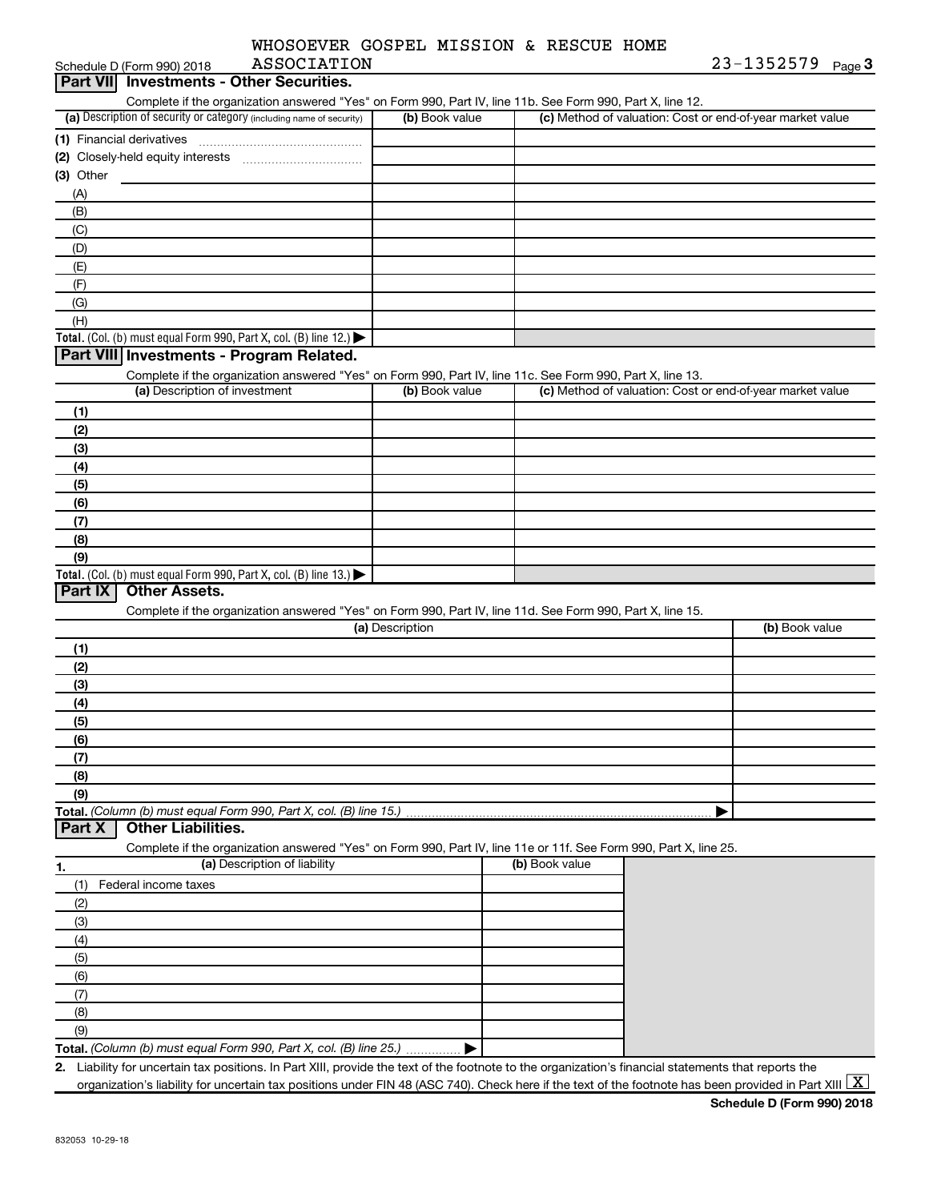WHOSOEVER GOSPEL MISSION & RESCUE HOME ASSOCIATION 23-1352579

Schedule D (Form 990) 2018

## Part VII Investments - Other Securities.

Complete if the organization answered "Yes" on Form 990, Part IV, line 11b. See Form 990, Part X, line 12.

| (a) Description of security or category (including name of security) | (b) Book value | (c) Method of valuation: Cost or end-of-year market value |
|---|---|---|
| (1) Financial derivatives | | |
| (2) Closely-held equity interests | | |
| (3) Other | | |
| (A) | | |
| (B) | | |
| (C) | | |
| (D) | | |
| (E) | | |
| (F) | | |
| (G) | | |
| (H) | | |
| **Total.** (Col. (b) must equal Form 990, Part X, col. (B) line 12.) ▶ | | |

## Part VIII Investments - Program Related.

Complete if the organization answered "Yes" on Form 990, Part IV, line 11c. See Form 990, Part X, line 13.

| (a) Description of investment | (b) Book value | (c) Method of valuation: Cost or end-of-year market value |
|---|---|---|
| (1) | | |
| (2) | | |
| (3) | | |
| (4) | | |
| (5) | | |
| (6) | | |
| (7) | | |
| (8) | | |
| (9) | | |
| **Total.** (Col. (b) must equal Form 990, Part X, col. (B) line 13.) ▶ | | |

## Part IX Other Assets.

Complete if the organization answered "Yes" on Form 990, Part IV, line 11d. See Form 990, Part X, line 15.

| (a) Description | (b) Book value |
|---|---|
| (1) | |
| (2) | |
| (3) | |
| (4) | |
| (5) | |
| (6) | |
| (7) | |
| (8) | |
| (9) | |
| **Total.** *(Column (b) must equal Form 990, Part X, col. (B) line 15.)* ▶ | |

## Part X Other Liabilities.

Complete if the organization answered "Yes" on Form 990, Part IV, line 11e or 11f. See Form 990, Part X, line 25.

| 1. (a) Description of liability | (b) Book value |
|---|---|
| (1) Federal income taxes | |
| (2) | |
| (3) | |
| (4) | |
| (5) | |
| (6) | |
| (7) | |
| (8) | |
| (9) | |
| **Total.** *(Column (b) must equal Form 990, Part X, col. (B) line 25.)* ▶ | |

**2.** Liability for uncertain tax positions. In Part XIII, provide the text of the footnote to the organization's financial statements that reports the organization's liability for uncertain tax positions under FIN 48 (ASC 740). Check here if the text of the footnote has been provided in Part XIII [X]

**Schedule D (Form 990) 2018**

832053 10-29-18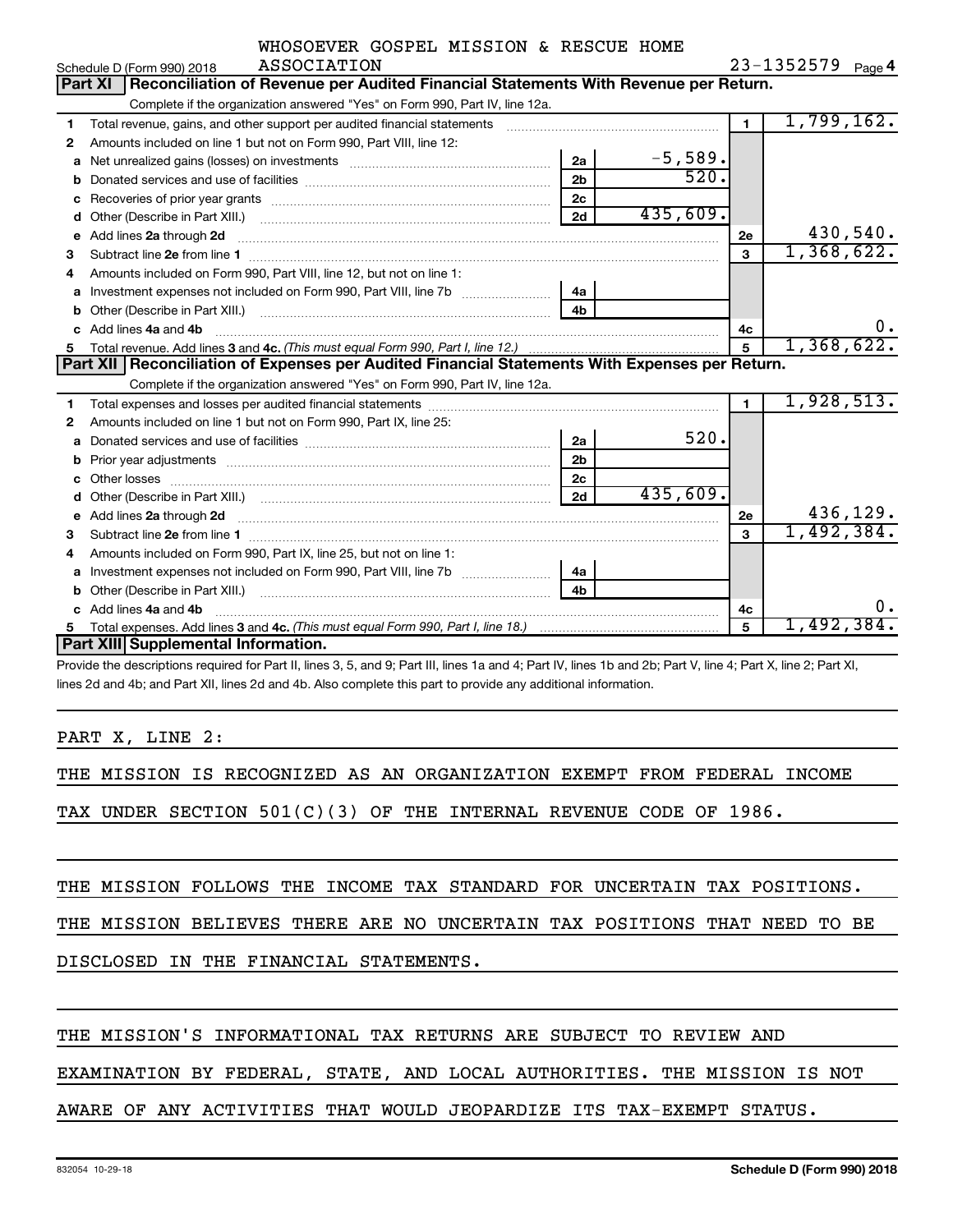WHOSOEVER GOSPEL MISSION & RESCUE HOME ASSOCIATION

Schedule D (Form 990) 2018 — 23-1352579 — Page 4

## Part XI Reconciliation of Revenue per Audited Financial Statements With Revenue per Return.

Complete if the organization answered "Yes" on Form 990, Part IV, line 12a.

| | | | | | |
|---|---|---|---|---|---|
| 1 | Total revenue, gains, and other support per audited financial statements | | | 1 | 1,799,162. |
| 2 | Amounts included on line 1 but not on Form 990, Part VIII, line 12: | | | | |
| a | Net unrealized gains (losses) on investments | 2a | -5,589. | | |
| b | Donated services and use of facilities | 2b | 520. | | |
| c | Recoveries of prior year grants | 2c | | | |
| d | Other (Describe in Part XIII.) | 2d | 435,609. | | |
| e | Add lines 2a through 2d | | | 2e | 430,540. |
| 3 | Subtract line 2e from line 1 | | | 3 | 1,368,622. |
| 4 | Amounts included on Form 990, Part VIII, line 12, but not on line 1: | | | | |
| a | Investment expenses not included on Form 990, Part VIII, line 7b | 4a | | | |
| b | Other (Describe in Part XIII.) | 4b | | | |
| c | Add lines 4a and 4b | | | 4c | 0. |
| 5 | Total revenue. Add lines 3 and 4c. *(This must equal Form 990, Part I, line 12.)* | | | 5 | 1,368,622. |

## Part XII Reconciliation of Expenses per Audited Financial Statements With Expenses per Return.

Complete if the organization answered "Yes" on Form 990, Part IV, line 12a.

| | | | | | |
|---|---|---|---|---|---|
| 1 | Total expenses and losses per audited financial statements | | | 1 | 1,928,513. |
| 2 | Amounts included on line 1 but not on Form 990, Part IX, line 25: | | | | |
| a | Donated services and use of facilities | 2a | 520. | | |
| b | Prior year adjustments | 2b | | | |
| c | Other losses | 2c | | | |
| d | Other (Describe in Part XIII.) | 2d | 435,609. | | |
| e | Add lines 2a through 2d | | | 2e | 436,129. |
| 3 | Subtract line 2e from line 1 | | | 3 | 1,492,384. |
| 4 | Amounts included on Form 990, Part IX, line 25, but not on line 1: | | | | |
| a | Investment expenses not included on Form 990, Part VIII, line 7b | 4a | | | |
| b | Other (Describe in Part XIII.) | 4b | | | |
| c | Add lines 4a and 4b | | | 4c | 0. |
| 5 | Total expenses. Add lines 3 and 4c. *(This must equal Form 990, Part I, line 18.)* | | | 5 | 1,492,384. |

## Part XIII Supplemental Information.

Provide the descriptions required for Part II, lines 3, 5, and 9; Part III, lines 1a and 4; Part IV, lines 1b and 2b; Part V, line 4; Part X, line 2; Part XI, lines 2d and 4b; and Part XII, lines 2d and 4b. Also complete this part to provide any additional information.

PART X, LINE 2:

THE MISSION IS RECOGNIZED AS AN ORGANIZATION EXEMPT FROM FEDERAL INCOME TAX UNDER SECTION 501(C)(3) OF THE INTERNAL REVENUE CODE OF 1986.

THE MISSION FOLLOWS THE INCOME TAX STANDARD FOR UNCERTAIN TAX POSITIONS. THE MISSION BELIEVES THERE ARE NO UNCERTAIN TAX POSITIONS THAT NEED TO BE DISCLOSED IN THE FINANCIAL STATEMENTS.

THE MISSION'S INFORMATIONAL TAX RETURNS ARE SUBJECT TO REVIEW AND EXAMINATION BY FEDERAL, STATE, AND LOCAL AUTHORITIES. THE MISSION IS NOT AWARE OF ANY ACTIVITIES THAT WOULD JEOPARDIZE ITS TAX-EXEMPT STATUS.

832054 10-29-18 — Schedule D (Form 990) 2018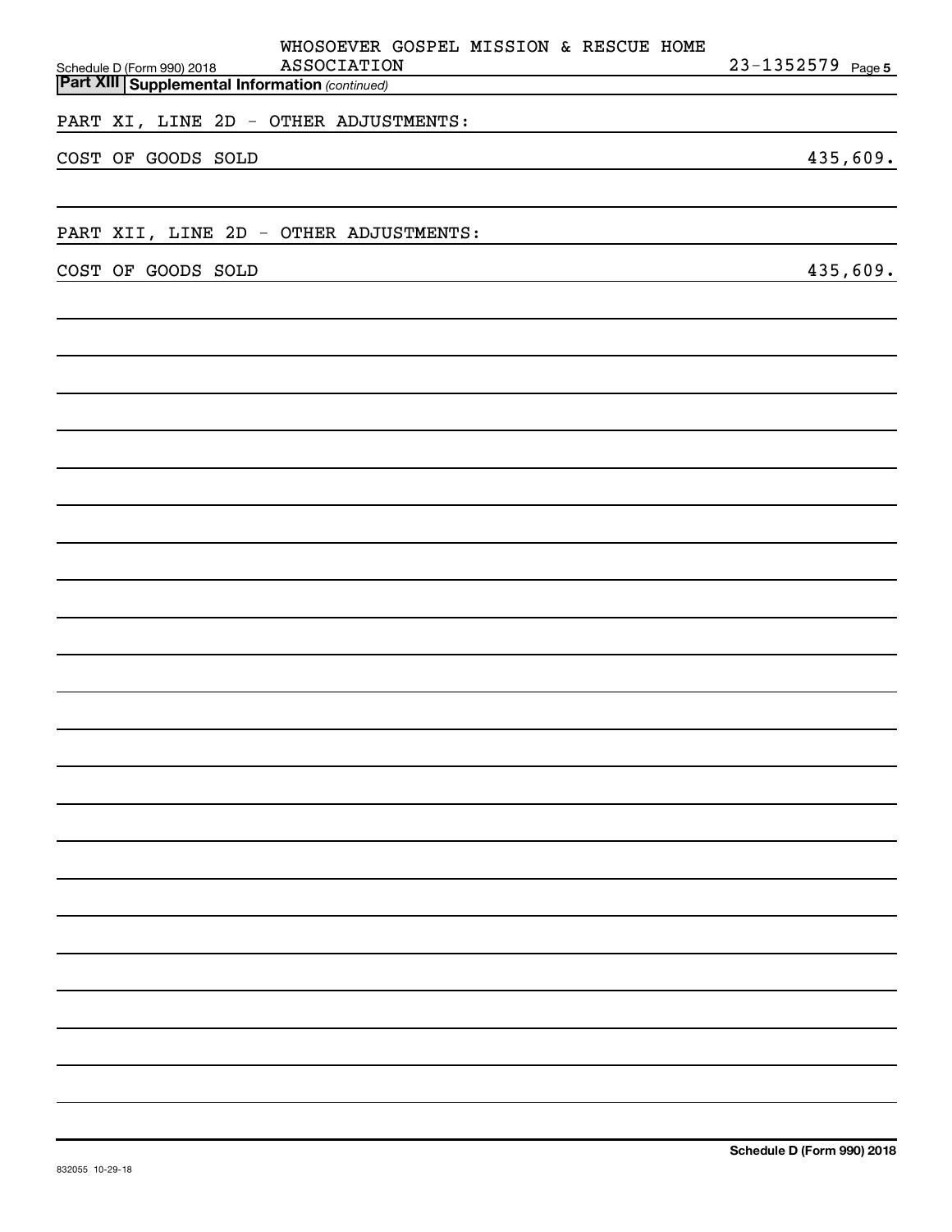WHOSOEVER GOSPEL MISSION & RESCUE HOME ASSOCIATION 23-1352579

Schedule D (Form 990) 2018

**Part XIII Supplemental Information** *(continued)*

PART XI, LINE 2D - OTHER ADJUSTMENTS:

| | |
|---|---|
| COST OF GOODS SOLD | 435,609. |

PART XII, LINE 2D - OTHER ADJUSTMENTS:

| | |
|---|---|
| COST OF GOODS SOLD | 435,609. |

Schedule D (Form 990) 2018

832055 10-29-18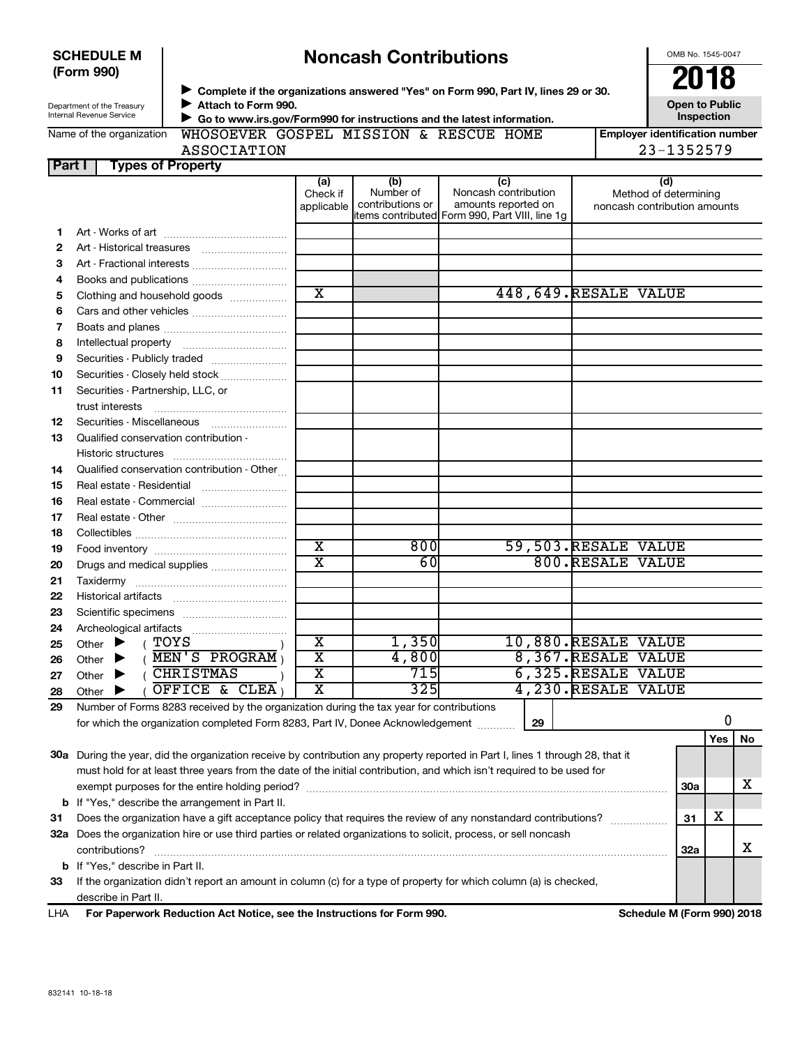**SCHEDULE M (Form 990)**

Department of the Treasury
Internal Revenue Service

# Noncash Contributions

▶ Complete if the organizations answered "Yes" on Form 990, Part IV, lines 29 or 30.
▶ Attach to Form 990.
▶ Go to www.irs.gov/Form990 for instructions and the latest information.

OMB No. 1545-0047

**2018**

**Open to Public Inspection**

Name of the organization: WHOSOEVER GOSPEL MISSION & RESCUE HOME ASSOCIATION

Employer identification number: 23-1352579

## Part I Types of Property

| | | (a) Check if applicable | (b) Number of contributions or items contributed | (c) Noncash contribution amounts reported on Form 990, Part VIII, line 1g | (d) Method of determining noncash contribution amounts |
|---|---|---|---|---|---|
| 1 | Art - Works of art | | | | |
| 2 | Art - Historical treasures | | | | |
| 3 | Art - Fractional interests | | | | |
| 4 | Books and publications | | | | |
| 5 | Clothing and household goods | X | | 448,649. | RESALE VALUE |
| 6 | Cars and other vehicles | | | | |
| 7 | Boats and planes | | | | |
| 8 | Intellectual property | | | | |
| 9 | Securities - Publicly traded | | | | |
| 10 | Securities - Closely held stock | | | | |
| 11 | Securities - Partnership, LLC, or trust interests | | | | |
| 12 | Securities - Miscellaneous | | | | |
| 13 | Qualified conservation contribution - Historic structures | | | | |
| 14 | Qualified conservation contribution - Other | | | | |
| 15 | Real estate - Residential | | | | |
| 16 | Real estate - Commercial | | | | |
| 17 | Real estate - Other | | | | |
| 18 | Collectibles | | | | |
| 19 | Food inventory | X | 800 | 59,503. | RESALE VALUE |
| 20 | Drugs and medical supplies | X | 60 | 800. | RESALE VALUE |
| 21 | Taxidermy | | | | |
| 22 | Historical artifacts | | | | |
| 23 | Scientific specimens | | | | |
| 24 | Archeological artifacts | | | | |
| 25 | Other ▶ ( TOYS ) | X | 1,350 | 10,880. | RESALE VALUE |
| 26 | Other ▶ ( MEN'S PROGRAM ) | X | 4,800 | 8,367. | RESALE VALUE |
| 27 | Other ▶ ( CHRISTMAS ) | X | 715 | 6,325. | RESALE VALUE |
| 28 | Other ▶ ( OFFICE & CLEA ) | X | 325 | 4,230. | RESALE VALUE |

**29** Number of Forms 8283 received by the organization during the tax year for contributions for which the organization completed Form 8283, Part IV, Donee Acknowledgement ..... **29** — 0

| | | | Yes | No |
|---|---|---|---|---|
| 30a | During the year, did the organization receive by contribution any property reported in Part I, lines 1 through 28, that it must hold for at least three years from the date of the initial contribution, and which isn't required to be used for exempt purposes for the entire holding period? | 30a | | X |
| b | If "Yes," describe the arrangement in Part II. | | | |
| 31 | Does the organization have a gift acceptance policy that requires the review of any nonstandard contributions? | 31 | X | |
| 32a | Does the organization hire or use third parties or related organizations to solicit, process, or sell noncash contributions? | 32a | | X |
| b | If "Yes," describe in Part II. | | | |
| 33 | If the organization didn't report an amount in column (c) for a type of property for which column (a) is checked, describe in Part II. | | | |

LHA **For Paperwork Reduction Act Notice, see the Instructions for Form 990.** **Schedule M (Form 990) 2018**

832141 10-18-18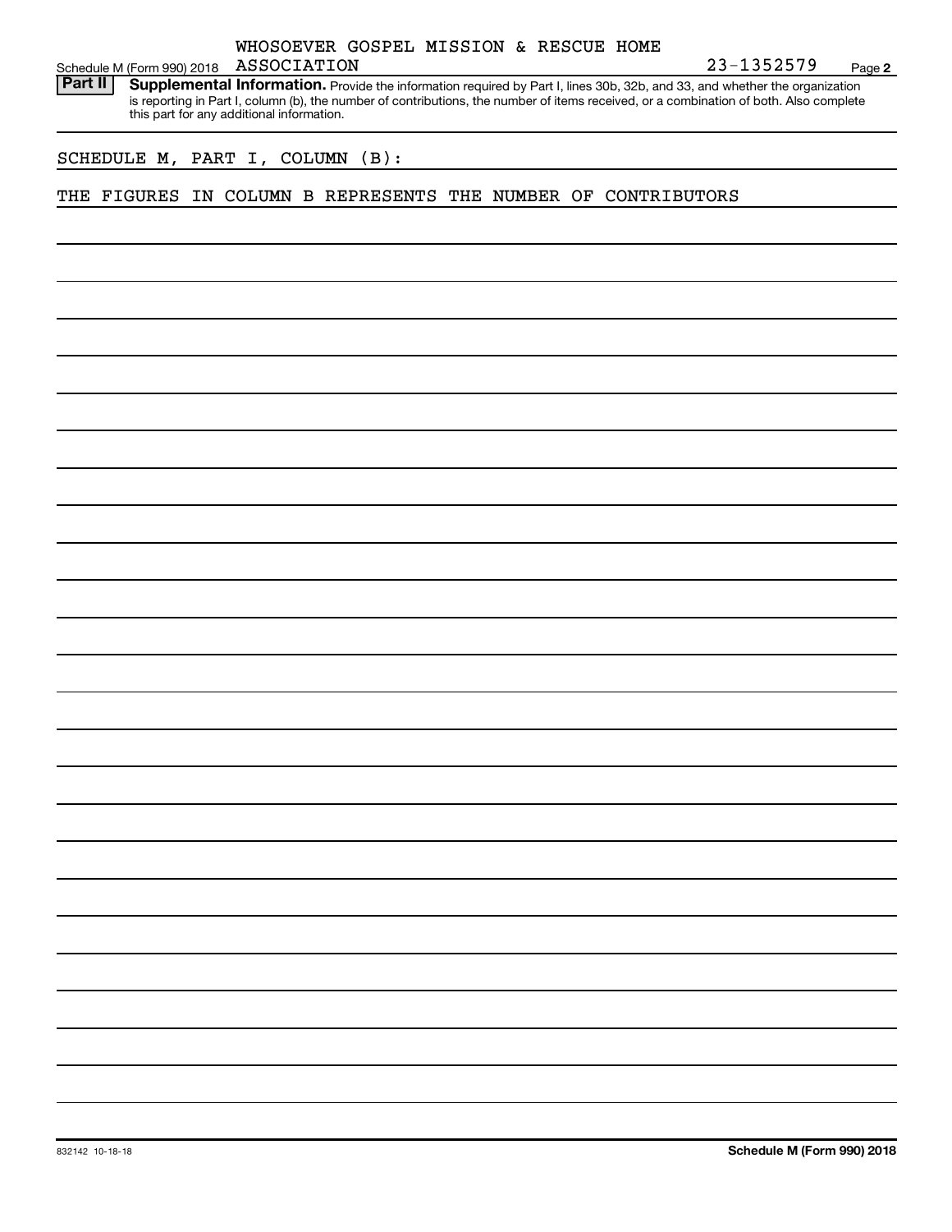WHOSOEVER GOSPEL MISSION & RESCUE HOME ASSOCIATION

23-1352579

**Part II** **Supplemental Information.** Provide the information required by Part I, lines 30b, 32b, and 33, and whether the organization is reporting in Part I, column (b), the number of contributions, the number of items received, or a combination of both. Also complete this part for any additional information.

SCHEDULE M, PART I, COLUMN (B):

THE FIGURES IN COLUMN B REPRESENTS THE NUMBER OF CONTRIBUTORS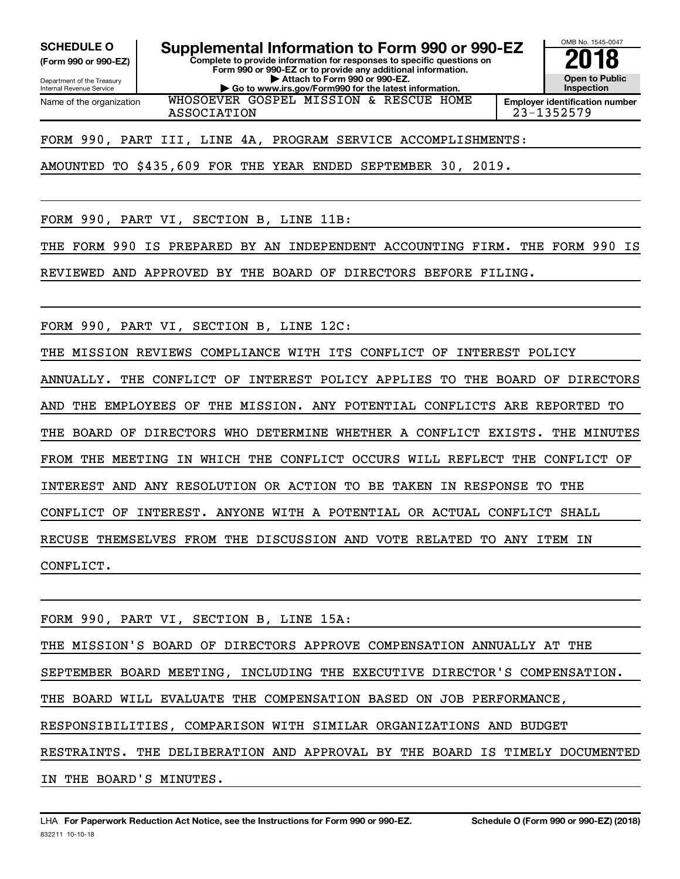**SCHEDULE O**
**(Form 990 or 990-EZ)**

Department of the Treasury
Internal Revenue Service

# Supplemental Information to Form 990 or 990-EZ

**Complete to provide information for responses to specific questions on Form 990 or 990-EZ or to provide any additional information.**
**▶ Attach to Form 990 or 990-EZ.**
**▶ Go to www.irs.gov/Form990 for the latest information.**

OMB No. 1545-0047
**2018**
**Open to Public Inspection**

| Name of the organization | Employer identification number |
|---|---|
| WHOSOEVER GOSPEL MISSION & RESCUE HOME ASSOCIATION | 23-1352579 |

FORM 990, PART III, LINE 4A, PROGRAM SERVICE ACCOMPLISHMENTS:

AMOUNTED TO $435,609 FOR THE YEAR ENDED SEPTEMBER 30, 2019.

FORM 990, PART VI, SECTION B, LINE 11B:

THE FORM 990 IS PREPARED BY AN INDEPENDENT ACCOUNTING FIRM. THE FORM 990 IS REVIEWED AND APPROVED BY THE BOARD OF DIRECTORS BEFORE FILING.

FORM 990, PART VI, SECTION B, LINE 12C:

THE MISSION REVIEWS COMPLIANCE WITH ITS CONFLICT OF INTEREST POLICY ANNUALLY. THE CONFLICT OF INTEREST POLICY APPLIES TO THE BOARD OF DIRECTORS AND THE EMPLOYEES OF THE MISSION. ANY POTENTIAL CONFLICTS ARE REPORTED TO THE BOARD OF DIRECTORS WHO DETERMINE WHETHER A CONFLICT EXISTS. THE MINUTES FROM THE MEETING IN WHICH THE CONFLICT OCCURS WILL REFLECT THE CONFLICT OF INTEREST AND ANY RESOLUTION OR ACTION TO BE TAKEN IN RESPONSE TO THE CONFLICT OF INTEREST. ANYONE WITH A POTENTIAL OR ACTUAL CONFLICT SHALL RECUSE THEMSELVES FROM THE DISCUSSION AND VOTE RELATED TO ANY ITEM IN CONFLICT.

FORM 990, PART VI, SECTION B, LINE 15A:

THE MISSION'S BOARD OF DIRECTORS APPROVE COMPENSATION ANNUALLY AT THE SEPTEMBER BOARD MEETING, INCLUDING THE EXECUTIVE DIRECTOR'S COMPENSATION. THE BOARD WILL EVALUATE THE COMPENSATION BASED ON JOB PERFORMANCE, RESPONSIBILITIES, COMPARISON WITH SIMILAR ORGANIZATIONS AND BUDGET RESTRAINTS. THE DELIBERATION AND APPROVAL BY THE BOARD IS TIMELY DOCUMENTED IN THE BOARD'S MINUTES.

LHA **For Paperwork Reduction Act Notice, see the Instructions for Form 990 or 990-EZ.** **Schedule O (Form 990 or 990-EZ) (2018)**

832211 10-10-18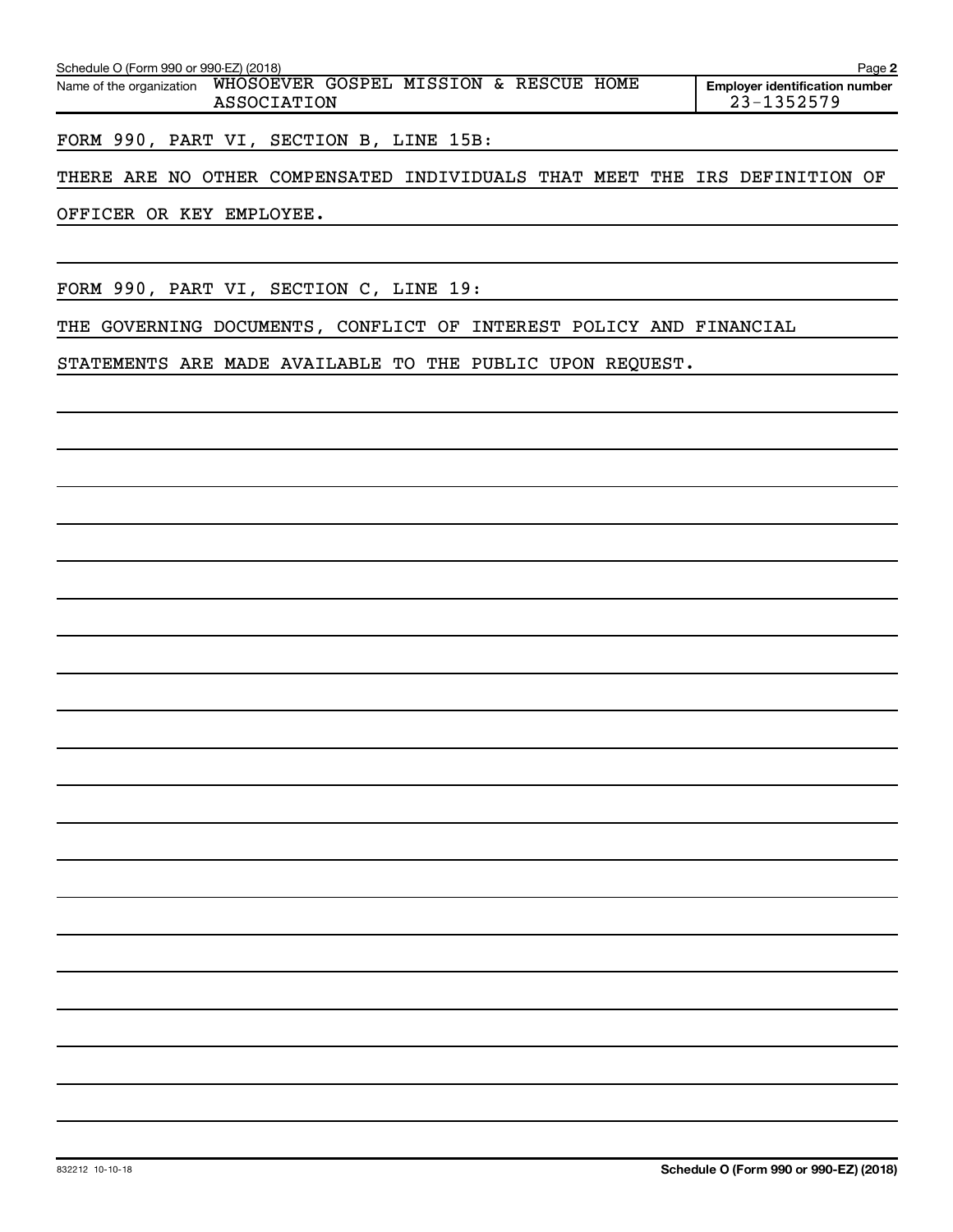Schedule O (Form 990 or 990-EZ) (2018) Page **2**

Name of the organization WHOSOEVER GOSPEL MISSION & RESCUE HOME ASSOCIATION

**Employer identification number** 23-1352579

FORM 990, PART VI, SECTION B, LINE 15B:

THERE ARE NO OTHER COMPENSATED INDIVIDUALS THAT MEET THE IRS DEFINITION OF OFFICER OR KEY EMPLOYEE.

FORM 990, PART VI, SECTION C, LINE 19:

THE GOVERNING DOCUMENTS, CONFLICT OF INTEREST POLICY AND FINANCIAL STATEMENTS ARE MADE AVAILABLE TO THE PUBLIC UPON REQUEST.

832212 10-10-18 **Schedule O (Form 990 or 990-EZ) (2018)**